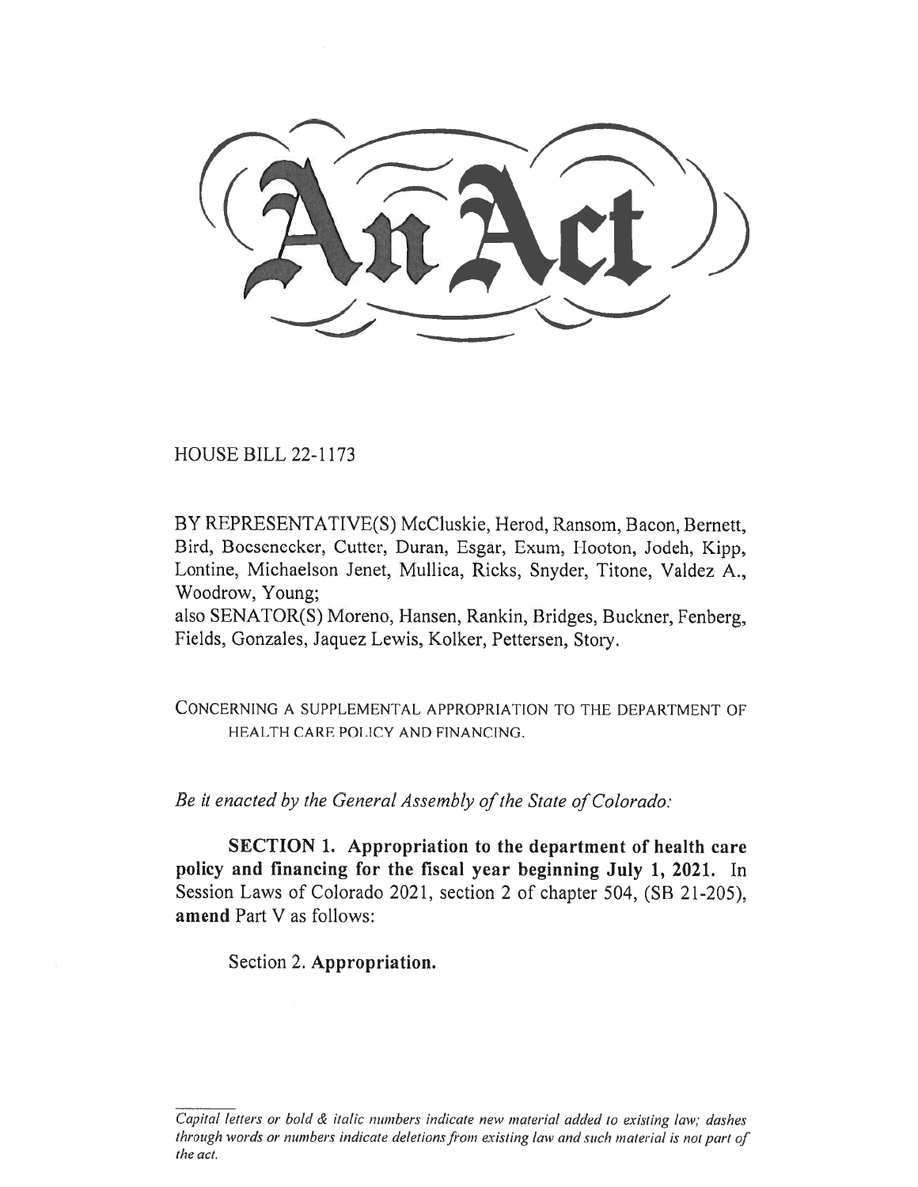# An Act

HOUSE BILL 22-1173

BY REPRESENTATIVE(S) McCluskie, Herod, Ransom, Bacon, Bernett, Bird, Boesenecker, Cutter, Duran, Esgar, Exum, Hooton, Jodeh, Kipp, Lontine, Michaelson Jenet, Mullica, Ricks, Snyder, Titone, Valdez A., Woodrow, Young;
also SENATOR(S) Moreno, Hansen, Rankin, Bridges, Buckner, Fenberg, Fields, Gonzales, Jaquez Lewis, Kolker, Pettersen, Story.

CONCERNING A SUPPLEMENTAL APPROPRIATION TO THE DEPARTMENT OF HEALTH CARE POLICY AND FINANCING.

*Be it enacted by the General Assembly of the State of Colorado:*

**SECTION 1. Appropriation to the department of health care policy and financing for the fiscal year beginning July 1, 2021.** In Session Laws of Colorado 2021, section 2 of chapter 504, (SB 21-205), **amend** Part V as follows:

Section 2. **Appropriation.**

*Capital letters or bold & italic numbers indicate new material added to existing law; dashes through words or numbers indicate deletions from existing law and such material is not part of the act.*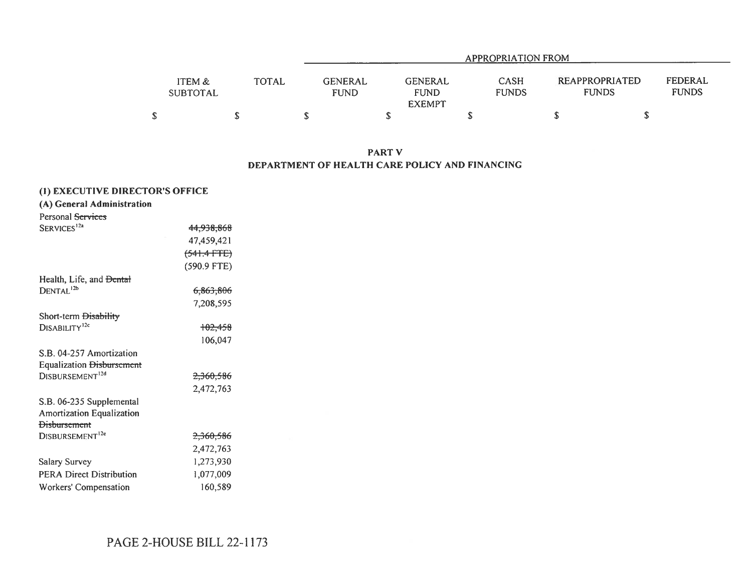| | ITEM & SUBTOTAL | TOTAL | GENERAL FUND | GENERAL FUND EXEMPT | CASH FUNDS | REAPPROPRIATED FUNDS | FEDERAL FUNDS |
|---|---|---|---|---|---|---|---|
| | | | APPROPRIATION FROM | | | | |
| | $ | $ | $ | $ | $ | $ | $ |

**PART V**
**DEPARTMENT OF HEALTH CARE POLICY AND FINANCING**

**(1) EXECUTIVE DIRECTOR'S OFFICE**
**(A) General Administration**

| | ITEM & SUBTOTAL | TOTAL | GENERAL FUND | GENERAL FUND EXEMPT | CASH FUNDS | REAPPROPRIATED FUNDS | FEDERAL FUNDS |
|---|---|---|---|---|---|---|---|
| Personal ~~Services~~ SERVICES[12a] | ~~44,938,868~~ 47,459,421 ~~(541.4 FTE)~~ (590.9 FTE) | | | | | | |
| Health, Life, and ~~Dental~~ DENTAL[12b] | ~~6,863,806~~ 7,208,595 | | | | | | |
| Short-term ~~Disability~~ DISABILITY[12c] | ~~102,458~~ 106,047 | | | | | | |
| S.B. 04-257 Amortization Equalization ~~Disbursement~~ DISBURSEMENT[12d] | ~~2,360,586~~ 2,472,763 | | | | | | |
| S.B. 06-235 Supplemental Amortization Equalization ~~Disbursement~~ DISBURSEMENT[12e] | ~~2,360,586~~ 2,472,763 | | | | | | |
| Salary Survey | 1,273,930 | | | | | | |
| PERA Direct Distribution | 1,077,009 | | | | | | |
| Workers' Compensation | 160,589 | | | | | | |

PAGE 2-HOUSE BILL 22-1173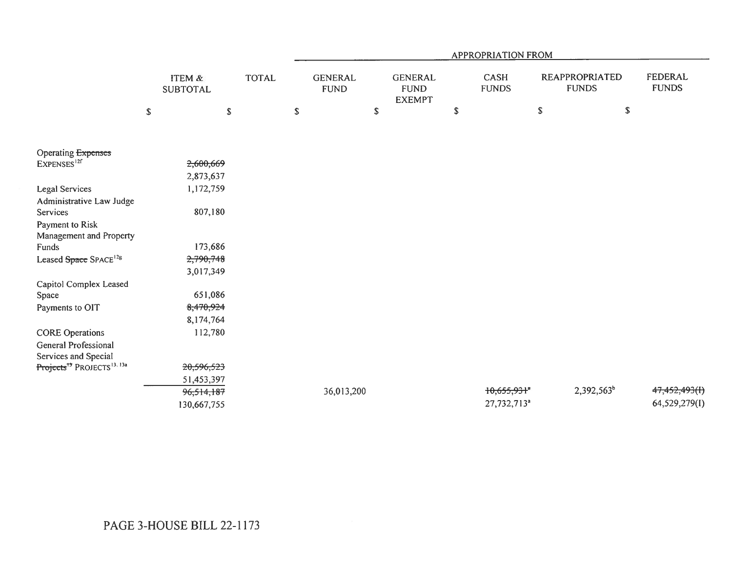| | ITEM & SUBTOTAL | TOTAL | APPROPRIATION FROM | | | | |
|---|---|---|---|---|---|---|---|
| | | | GENERAL FUND | GENERAL FUND EXEMPT | CASH FUNDS | REAPPROPRIATED FUNDS | FEDERAL FUNDS |
| | $ | $ | $ | $ | $ | $ | $ |
| Operating ~~Expenses~~ EXPENSES[12f] | ~~2,600,669~~ 2,873,637 | | | | | | |
| Legal Services | 1,172,759 | | | | | | |
| Administrative Law Judge Services | 807,180 | | | | | | |
| Payment to Risk Management and Property Funds | 173,686 | | | | | | |
| Leased ~~Space~~ SPACE[12g] | ~~2,790,748~~ 3,017,349 | | | | | | |
| Capitol Complex Leased Space | 651,086 | | | | | | |
| Payments to OIT | ~~8,470,924~~ 8,174,764 | | | | | | |
| CORE Operations | 112,780 | | | | | | |
| General Professional Services and Special ~~Projects~~[13] PROJECTS[13, 13a] | ~~20,596,523~~ 51,453,397 | | | | | | |
| | ~~96,514,187~~ 130,667,755 | | 36,013,200 | | ~~10,655,931~~[a] 27,732,713[a] | 2,392,563[b] | ~~47,452,493(I)~~ 64,529,279(I) |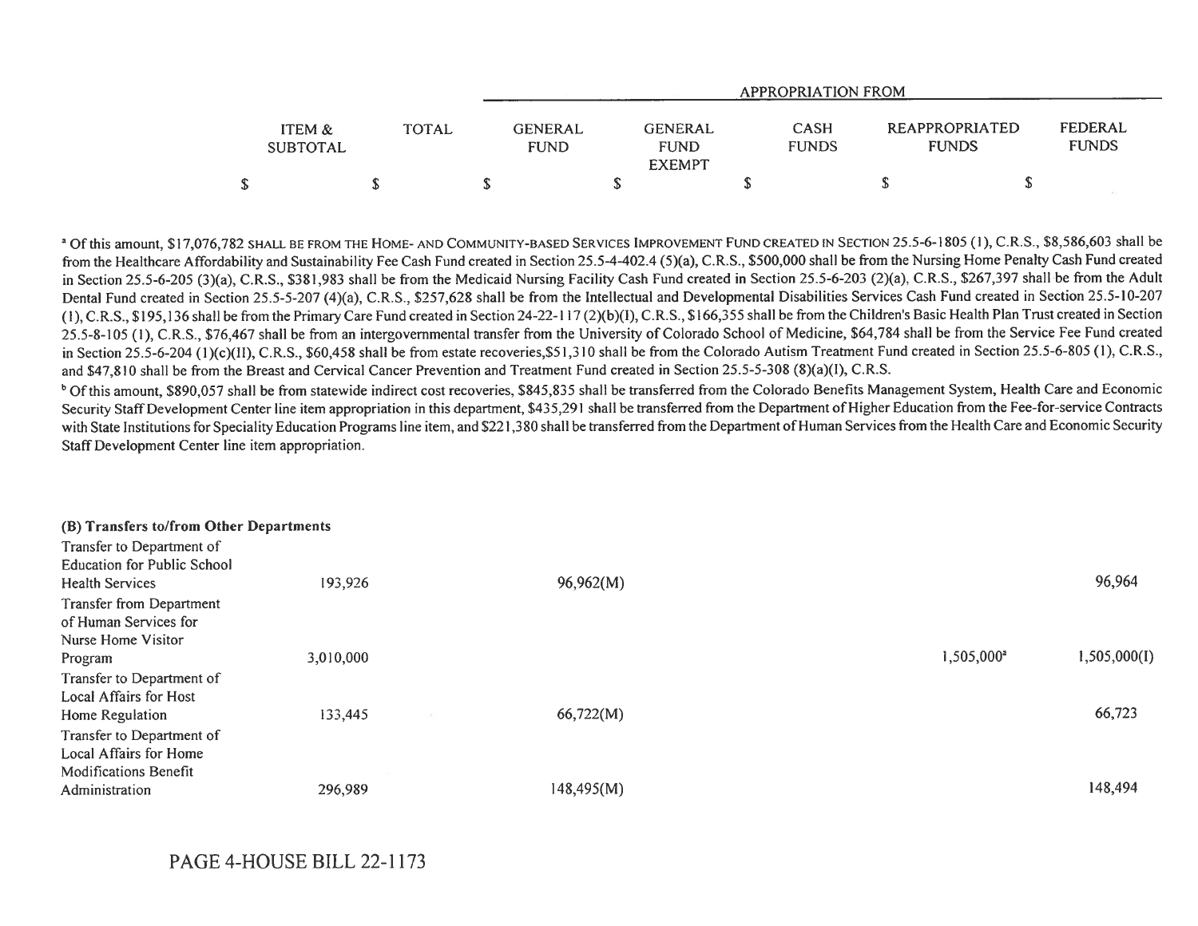| | ITEM & SUBTOTAL | TOTAL | GENERAL FUND | GENERAL FUND EXEMPT | CASH FUNDS | REAPPROPRIATED FUNDS | FEDERAL FUNDS |
|---|---|---|---|---|---|---|---|
| | | | APPROPRIATION FROM | | | | |
| | $ | $ | $ | $ | $ | $ | $ |

[a] Of this amount, $17,076,782 SHALL BE FROM THE HOME- AND COMMUNITY-BASED SERVICES IMPROVEMENT FUND CREATED IN SECTION 25.5-6-1805 (1), C.R.S., $8,586,603 shall be from the Healthcare Affordability and Sustainability Fee Cash Fund created in Section 25.5-4-402.4 (5)(a), C.R.S., $500,000 shall be from the Nursing Home Penalty Cash Fund created in Section 25.5-6-205 (3)(a), C.R.S., $381,983 shall be from the Medicaid Nursing Facility Cash Fund created in Section 25.5-6-203 (2)(a), C.R.S., $267,397 shall be from the Adult Dental Fund created in Section 25.5-5-207 (4)(a), C.R.S., $257,628 shall be from the Intellectual and Developmental Disabilities Services Cash Fund created in Section 25.5-10-207 (1), C.R.S., $195,136 shall be from the Primary Care Fund created in Section 24-22-117 (2)(b)(I), C.R.S., $166,355 shall be from the Children's Basic Health Plan Trust created in Section 25.5-8-105 (1), C.R.S., $76,467 shall be from an intergovernmental transfer from the University of Colorado School of Medicine, $64,784 shall be from the Service Fee Fund created in Section 25.5-6-204 (1)(c)(II), C.R.S., $60,458 shall be from estate recoveries,$51,310 shall be from the Colorado Autism Treatment Fund created in Section 25.5-6-805 (1), C.R.S., and $47,810 shall be from the Breast and Cervical Cancer Prevention and Treatment Fund created in Section 25.5-5-308 (8)(a)(I), C.R.S.

[b] Of this amount, $890,057 shall be from statewide indirect cost recoveries, $845,835 shall be transferred from the Colorado Benefits Management System, Health Care and Economic Security Staff Development Center line item appropriation in this department, $435,291 shall be transferred from the Department of Higher Education from the Fee-for-service Contracts with State Institutions for Speciality Education Programs line item, and $221,380 shall be transferred from the Department of Human Services from the Health Care and Economic Security Staff Development Center line item appropriation.

**(B) Transfers to/from Other Departments**

| | ITEM & SUBTOTAL | TOTAL | GENERAL FUND | GENERAL FUND EXEMPT | CASH FUNDS | REAPPROPRIATED FUNDS | FEDERAL FUNDS |
|---|---|---|---|---|---|---|---|
| Transfer to Department of Education for Public School Health Services | 193,926 | | 96,962(M) | | | | 96,964 |
| Transfer from Department of Human Services for Nurse Home Visitor Program | 3,010,000 | | | | | 1,505,000[a] | 1,505,000(I) |
| Transfer to Department of Local Affairs for Host Home Regulation | 133,445 | | 66,722(M) | | | | 66,723 |
| Transfer to Department of Local Affairs for Home Modifications Benefit Administration | 296,989 | | 148,495(M) | | | | 148,494 |

PAGE 4-HOUSE BILL 22-1173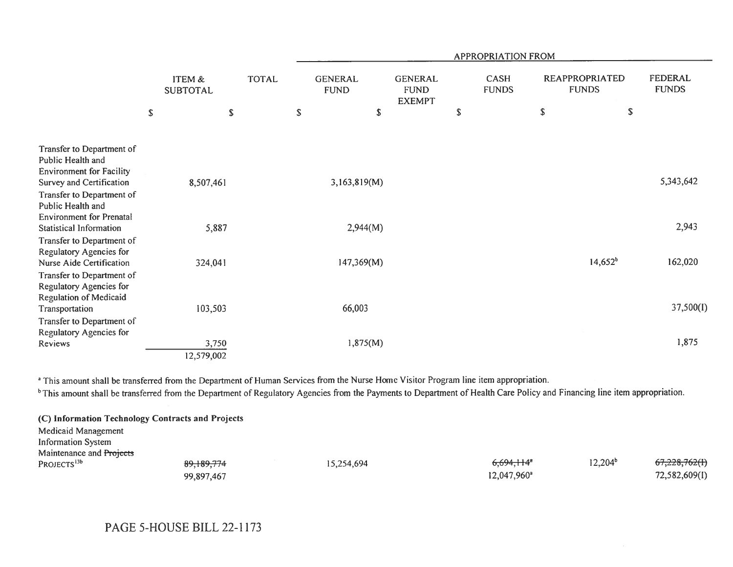| | ITEM & SUBTOTAL | TOTAL | APPROPRIATION FROM | | | | |
|---|---|---|---|---|---|---|---|
| | | | GENERAL FUND | GENERAL FUND EXEMPT | CASH FUNDS | REAPPROPRIATED FUNDS | FEDERAL FUNDS |
| | $ | $ | $ | $ | $ | $ | $ |
| Transfer to Department of Public Health and Environment for Facility Survey and Certification | 8,507,461 | | 3,163,819(M) | | | | 5,343,642 |
| Transfer to Department of Public Health and Environment for Prenatal Statistical Information | 5,887 | | 2,944(M) | | | | 2,943 |
| Transfer to Department of Regulatory Agencies for Nurse Aide Certification | 324,041 | | 147,369(M) | | | 14,652[b] | 162,020 |
| Transfer to Department of Regulatory Agencies for Regulation of Medicaid Transportation | 103,503 | | 66,003 | | | | 37,500(I) |
| Transfer to Department of Regulatory Agencies for Reviews | 3,750 | | 1,875(M) | | | | 1,875 |
| | 12,579,002 | | | | | | |

[a] This amount shall be transferred from the Department of Human Services from the Nurse Home Visitor Program line item appropriation.

[b] This amount shall be transferred from the Department of Regulatory Agencies from the Payments to Department of Health Care Policy and Financing line item appropriation.

**(C) Information Technology Contracts and Projects**

| | ITEM & SUBTOTAL | TOTAL | GENERAL FUND | GENERAL FUND EXEMPT | CASH FUNDS | REAPPROPRIATED FUNDS | FEDERAL FUNDS |
|---|---|---|---|---|---|---|---|
| Medicaid Management Information System Maintenance and ~~Projects~~ PROJECTS[13b] | ~~89,189,774~~ 99,897,467 | | 15,254,694 | | ~~6,694,114[a]~~ 12,047,960[a] | 12,204[b] | ~~67,228,762(I)~~ 72,582,609(I) |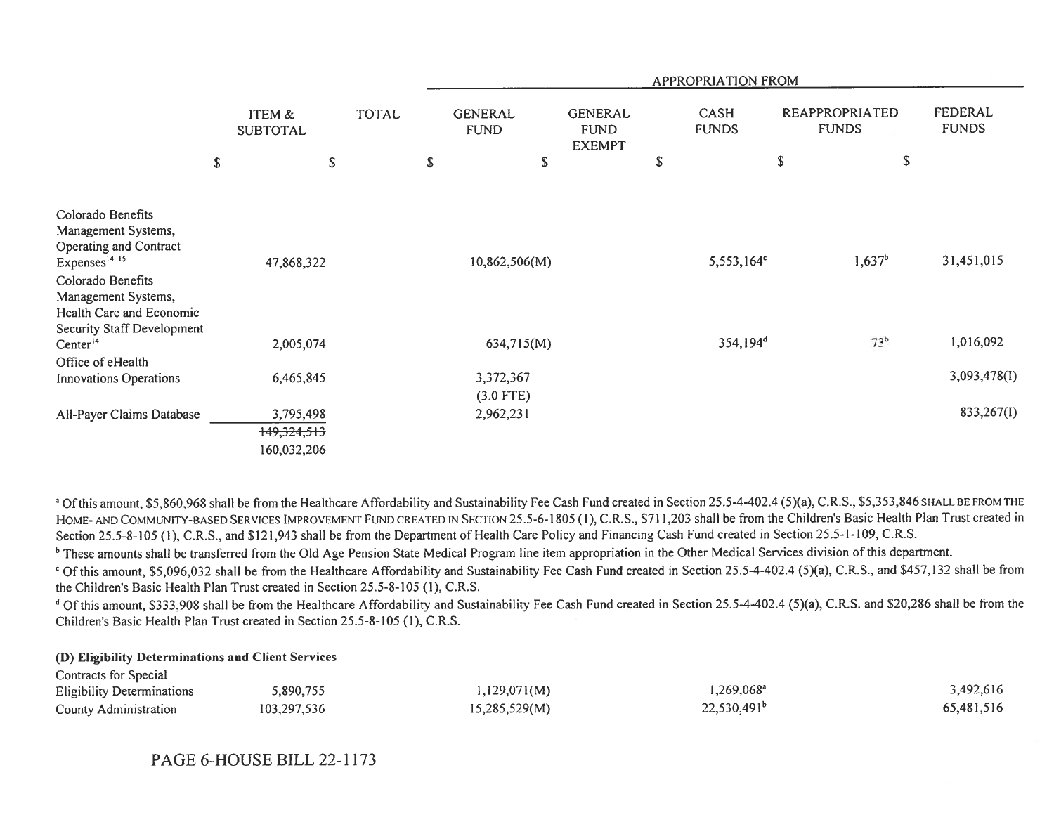| | ITEM & SUBTOTAL | TOTAL | APPROPRIATION FROM | | | | |
|---|---|---|---|---|---|---|---|
| | | | GENERAL FUND | GENERAL FUND EXEMPT | CASH FUNDS | REAPPROPRIATED FUNDS | FEDERAL FUNDS |
| | $ | $ | $ | $ | $ | $ | $ |
| Colorado Benefits Management Systems, Operating and Contract Expenses[14, 15] | 47,868,322 | | 10,862,506(M) | | 5,553,164[c] | 1,637[b] | 31,451,015 |
| Colorado Benefits Management Systems, Health Care and Economic Security Staff Development Center[14] | 2,005,074 | | 634,715(M) | | 354,194[d] | 73[b] | 1,016,092 |
| Office of eHealth Innovations Operations | 6,465,845 | | 3,372,367 (3.0 FTE) | | | | 3,093,478(I) |
| All-Payer Claims Database | 3,795,498 | | 2,962,231 | | | | 833,267(I) |
| | ~~149,324,513~~ 160,032,206 | | | | | | |

[a] Of this amount, $5,860,968 shall be from the Healthcare Affordability and Sustainability Fee Cash Fund created in Section 25.5-4-402.4 (5)(a), C.R.S., $5,353,846 SHALL BE FROM THE HOME- AND COMMUNITY-BASED SERVICES IMPROVEMENT FUND CREATED IN SECTION 25.5-6-1805 (1), C.R.S., $711,203 shall be from the Children's Basic Health Plan Trust created in Section 25.5-8-105 (1), C.R.S., and $121,943 shall be from the Department of Health Care Policy and Financing Cash Fund created in Section 25.5-1-109, C.R.S.

[b] These amounts shall be transferred from the Old Age Pension State Medical Program line item appropriation in the Other Medical Services division of this department.

[c] Of this amount, $5,096,032 shall be from the Healthcare Affordability and Sustainability Fee Cash Fund created in Section 25.5-4-402.4 (5)(a), C.R.S., and $457,132 shall be from the Children's Basic Health Plan Trust created in Section 25.5-8-105 (1), C.R.S.

[d] Of this amount, $333,908 shall be from the Healthcare Affordability and Sustainability Fee Cash Fund created in Section 25.5-4-402.4 (5)(a), C.R.S. and $20,286 shall be from the Children's Basic Health Plan Trust created in Section 25.5-8-105 (1), C.R.S.

**(D) Eligibility Determinations and Client Services**

| | ITEM & SUBTOTAL | TOTAL | GENERAL FUND | GENERAL FUND EXEMPT | CASH FUNDS | REAPPROPRIATED FUNDS | FEDERAL FUNDS |
|---|---|---|---|---|---|---|---|
| Contracts for Special Eligibility Determinations | 5,890,755 | | 1,129,071(M) | | 1,269,068[a] | | 3,492,616 |
| County Administration | 103,297,536 | | 15,285,529(M) | | 22,530,491[b] | | 65,481,516 |

PAGE 6-HOUSE BILL 22-1173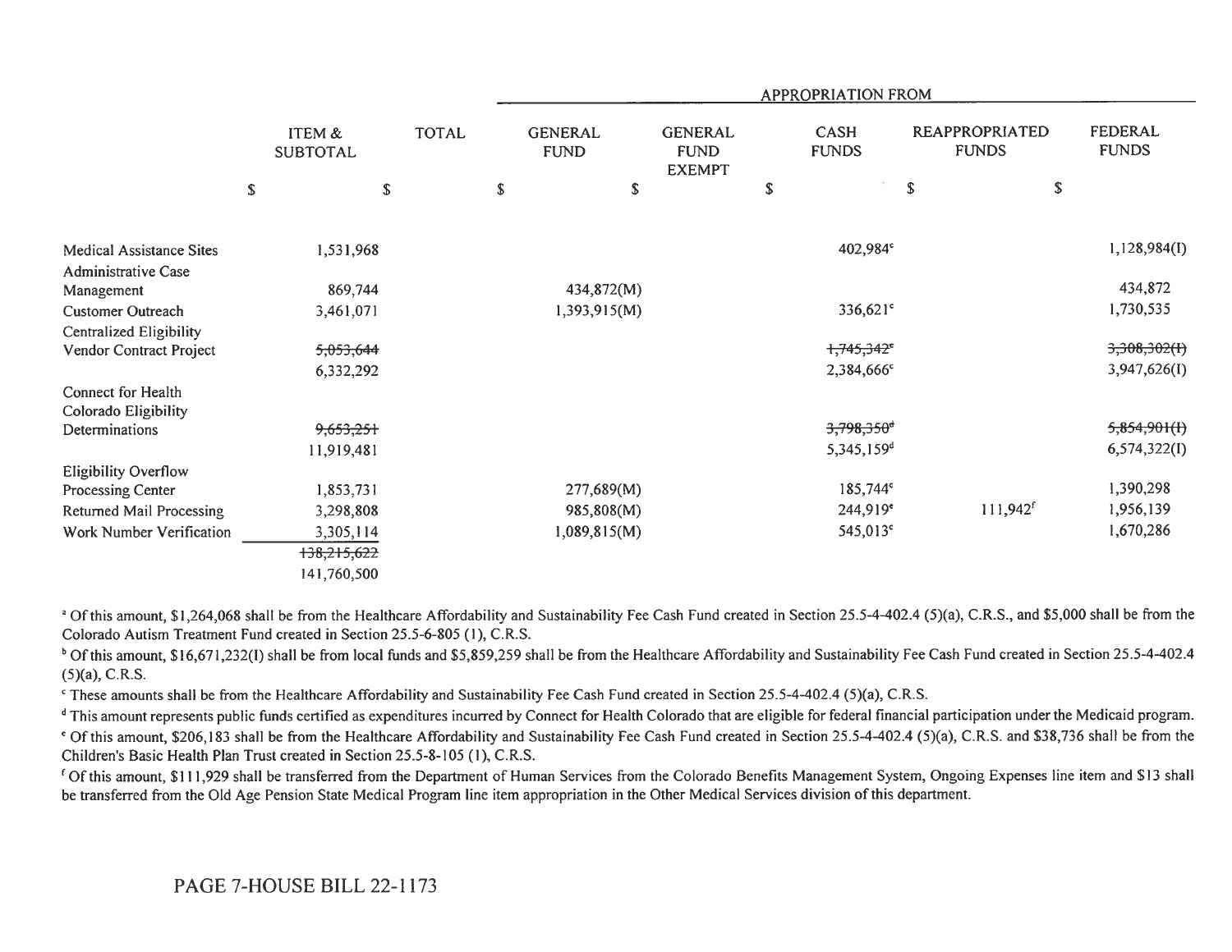| | ITEM & SUBTOTAL | TOTAL | APPROPRIATION FROM | | | | |
|---|---|---|---|---|---|---|---|
| | | | GENERAL FUND | GENERAL FUND EXEMPT | CASH FUNDS | REAPPROPRIATED FUNDS | FEDERAL FUNDS |
| | $ | $ | $ | $ | $ | $ | $ |
| Medical Assistance Sites | 1,531,968 | | | | 402,984[c] | | 1,128,984(I) |
| Administrative Case Management | 869,744 | | 434,872(M) | | | | 434,872 |
| Customer Outreach | 3,461,071 | | 1,393,915(M) | | 336,621[c] | | 1,730,535 |
| Centralized Eligibility Vendor Contract Project | ~~5,053,644~~ 6,332,292 | | | | ~~1,745,342~~[c] 2,384,666[c] | | ~~3,308,302(I)~~ 3,947,626(I) |
| Connect for Health Colorado Eligibility Determinations | ~~9,653,251~~ 11,919,481 | | | | ~~3,798,350~~[d] 5,345,159[d] | | ~~5,854,901(I)~~ 6,574,322(I) |
| Eligibility Overflow Processing Center | 1,853,731 | | 277,689(M) | | 185,744[c] | | 1,390,298 |
| Returned Mail Processing | 3,298,808 | | 985,808(M) | | 244,919[e] | 111,942[f] | 1,956,139 |
| Work Number Verification | 3,305,114 | | 1,089,815(M) | | 545,013[c] | | 1,670,286 |
| | ~~138,215,622~~ 141,760,500 | | | | | | |

[a] Of this amount, $1,264,068 shall be from the Healthcare Affordability and Sustainability Fee Cash Fund created in Section 25.5-4-402.4 (5)(a), C.R.S., and $5,000 shall be from the Colorado Autism Treatment Fund created in Section 25.5-6-805 (1), C.R.S.

[b] Of this amount, $16,671,232(I) shall be from local funds and $5,859,259 shall be from the Healthcare Affordability and Sustainability Fee Cash Fund created in Section 25.5-4-402.4 (5)(a), C.R.S.

[c] These amounts shall be from the Healthcare Affordability and Sustainability Fee Cash Fund created in Section 25.5-4-402.4 (5)(a), C.R.S.

[d] This amount represents public funds certified as expenditures incurred by Connect for Health Colorado that are eligible for federal financial participation under the Medicaid program.

[e] Of this amount, $206,183 shall be from the Healthcare Affordability and Sustainability Fee Cash Fund created in Section 25.5-4-402.4 (5)(a), C.R.S. and $38,736 shall be from the Children's Basic Health Plan Trust created in Section 25.5-8-105 (1), C.R.S.

[f] Of this amount, $111,929 shall be transferred from the Department of Human Services from the Colorado Benefits Management System, Ongoing Expenses line item and $13 shall be transferred from the Old Age Pension State Medical Program line item appropriation in the Other Medical Services division of this department.

PAGE 7-HOUSE BILL 22-1173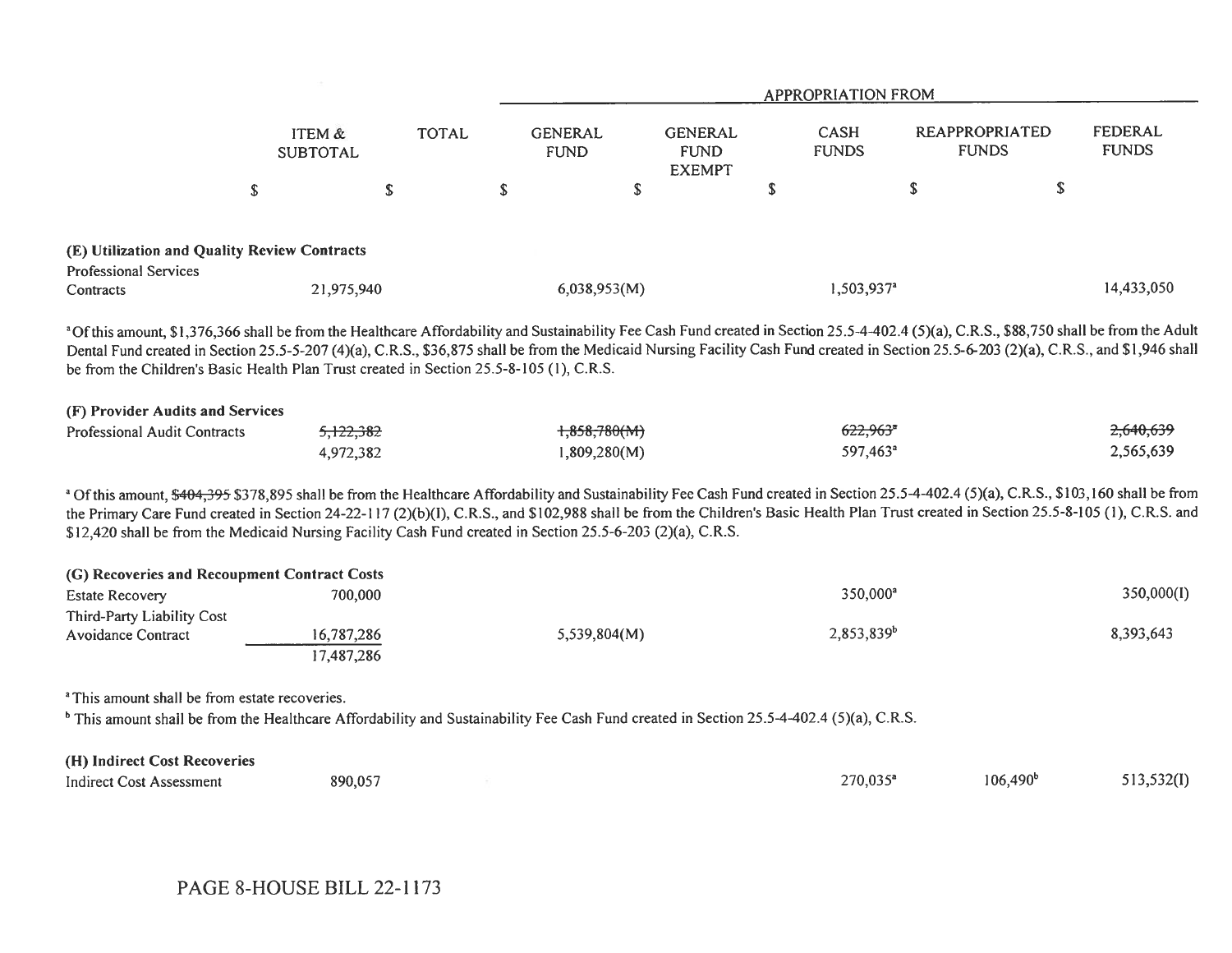| | ITEM & SUBTOTAL | TOTAL | APPROPRIATION FROM | | | | |
|---|---|---|---|---|---|---|---|
| | | | GENERAL FUND | GENERAL FUND EXEMPT | CASH FUNDS | REAPPROPRIATED FUNDS | FEDERAL FUNDS |
| | $ | $ | $ | $ | $ | $ | $ |
| **(E) Utilization and Quality Review Contracts** | | | | | | | |
| Professional Services Contracts | 21,975,940 | | 6,038,953(M) | | 1,503,937[a] | | 14,433,050 |

[a] Of this amount, $1,376,366 shall be from the Healthcare Affordability and Sustainability Fee Cash Fund created in Section 25.5-4-402.4 (5)(a), C.R.S., $88,750 shall be from the Adult Dental Fund created in Section 25.5-5-207 (4)(a), C.R.S., $36,875 shall be from the Medicaid Nursing Facility Cash Fund created in Section 25.5-6-203 (2)(a), C.R.S., and $1,946 shall be from the Children's Basic Health Plan Trust created in Section 25.5-8-105 (1), C.R.S.

| | ITEM & SUBTOTAL | TOTAL | GENERAL FUND | GENERAL FUND EXEMPT | CASH FUNDS | REAPPROPRIATED FUNDS | FEDERAL FUNDS |
|---|---|---|---|---|---|---|---|
| **(F) Provider Audits and Services** | | | | | | | |
| Professional Audit Contracts | ~~5,122,382~~ | | ~~1,858,780(M)~~ | | ~~622,963~~[a] | | ~~2,640,639~~ |
| | 4,972,382 | | 1,809,280(M) | | 597,463[a] | | 2,565,639 |

[a] Of this amount, ~~$404,395~~ $378,895 shall be from the Healthcare Affordability and Sustainability Fee Cash Fund created in Section 25.5-4-402.4 (5)(a), C.R.S., $103,160 shall be from the Primary Care Fund created in Section 24-22-117 (2)(b)(I), C.R.S., and $102,988 shall be from the Children's Basic Health Plan Trust created in Section 25.5-8-105 (1), C.R.S. and $12,420 shall be from the Medicaid Nursing Facility Cash Fund created in Section 25.5-6-203 (2)(a), C.R.S.

| | ITEM & SUBTOTAL | TOTAL | GENERAL FUND | GENERAL FUND EXEMPT | CASH FUNDS | REAPPROPRIATED FUNDS | FEDERAL FUNDS |
|---|---|---|---|---|---|---|---|
| **(G) Recoveries and Recoupment Contract Costs** | | | | | | | |
| Estate Recovery | 700,000 | | | | 350,000[a] | | 350,000(I) |
| Third-Party Liability Cost Avoidance Contract | 16,787,286 | | 5,539,804(M) | | 2,853,839[b] | | 8,393,643 |
| | 17,487,286 | | | | | | |

[a] This amount shall be from estate recoveries.

[b] This amount shall be from the Healthcare Affordability and Sustainability Fee Cash Fund created in Section 25.5-4-402.4 (5)(a), C.R.S.

| | ITEM & SUBTOTAL | TOTAL | GENERAL FUND | GENERAL FUND EXEMPT | CASH FUNDS | REAPPROPRIATED FUNDS | FEDERAL FUNDS |
|---|---|---|---|---|---|---|---|
| **(H) Indirect Cost Recoveries** | | | | | | | |
| Indirect Cost Assessment | 890,057 | | | | 270,035[a] | 106,490[b] | 513,532(I) |

PAGE 8-HOUSE BILL 22-1173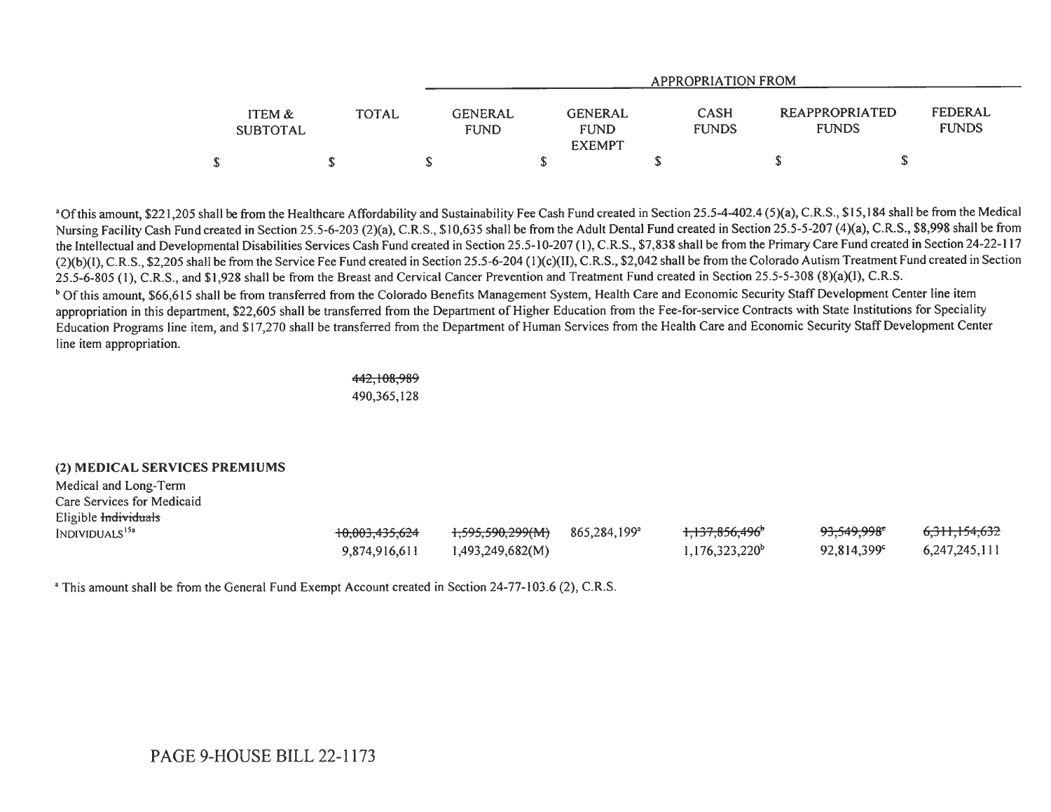| | ITEM & SUBTOTAL | TOTAL | GENERAL FUND | GENERAL FUND EXEMPT | CASH FUNDS | REAPPROPRIATED FUNDS | FEDERAL FUNDS |
|---|---|---|---|---|---|---|---|
| | | | APPROPRIATION FROM | | | | |
| | $ | $ | $ | $ | $ | $ | $ |

[a] Of this amount, $221,205 shall be from the Healthcare Affordability and Sustainability Fee Cash Fund created in Section 25.5-4-402.4 (5)(a), C.R.S., $15,184 shall be from the Medical Nursing Facility Cash Fund created in Section 25.5-6-203 (2)(a), C.R.S., $10,635 shall be from the Adult Dental Fund created in Section 25.5-5-207 (4)(a), C.R.S., $8,998 shall be from the Intellectual and Developmental Disabilities Services Cash Fund created in Section 25.5-10-207 (1), C.R.S., $7,838 shall be from the Primary Care Fund created in Section 24-22-117 (2)(b)(I), C.R.S., $2,205 shall be from the Service Fee Fund created in Section 25.5-6-204 (1)(c)(II), C.R.S., $2,042 shall be from the Colorado Autism Treatment Fund created in Section 25.5-6-805 (1), C.R.S., and $1,928 shall be from the Breast and Cervical Cancer Prevention and Treatment Fund created in Section 25.5-5-308 (8)(a)(I), C.R.S.

[b] Of this amount, $66,615 shall be from transferred from the Colorado Benefits Management System, Health Care and Economic Security Staff Development Center line item appropriation in this department, $22,605 shall be transferred from the Department of Higher Education from the Fee-for-service Contracts with State Institutions for Speciality Education Programs line item, and $17,270 shall be transferred from the Department of Human Services from the Health Care and Economic Security Staff Development Center line item appropriation.

| ITEM & SUBTOTAL | TOTAL | GENERAL FUND | GENERAL FUND EXEMPT | CASH FUNDS | REAPPROPRIATED FUNDS | FEDERAL FUNDS |
|---|---|---|---|---|---|---|
| | ~~442,108,989~~<br>490,365,128 | | | | | |

**(2) MEDICAL SERVICES PREMIUMS**

| | ITEM & SUBTOTAL | TOTAL | GENERAL FUND | GENERAL FUND EXEMPT | CASH FUNDS | REAPPROPRIATED FUNDS | FEDERAL FUNDS |
|---|---|---|---|---|---|---|---|
| Medical and Long-Term Care Services for Medicaid Eligible ~~Individuals~~ INDIVIDUALS[15a] | | ~~10,003,435,624~~<br>9,874,916,611 | ~~1,595,590,299(M)~~<br>1,493,249,682(M) | 865,284,199[a] | ~~1,137,856,496~~[b]<br>1,176,323,220[b] | ~~93,549,998~~[c]<br>92,814,399[c] | ~~6,311,154,632~~<br>6,247,245,111 |

[a] This amount shall be from the General Fund Exempt Account created in Section 24-77-103.6 (2), C.R.S.

PAGE 9-HOUSE BILL 22-1173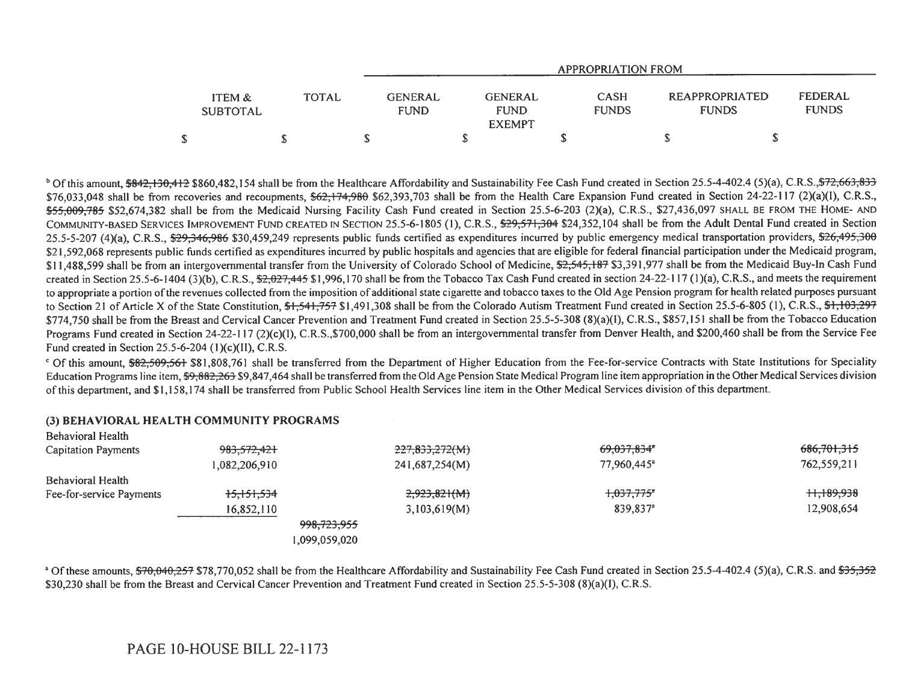| ITEM & SUBTOTAL | TOTAL | APPROPRIATION FROM | | | | |
|---|---|---|---|---|---|---|
| | | GENERAL FUND | GENERAL FUND EXEMPT | CASH FUNDS | REAPPROPRIATED FUNDS | FEDERAL FUNDS |
| $ | $ | $ | $ | $ | $ | $ |

[b] Of this amount, ~~$842,130,412~~ $860,482,154 shall be from the Healthcare Affordability and Sustainability Fee Cash Fund created in Section 25.5-4-402.4 (5)(a), C.R.S., ~~$72,663,833~~ $76,033,048 shall be from recoveries and recoupments, ~~$62,174,980~~ $62,393,703 shall be from the Health Care Expansion Fund created in Section 24-22-117 (2)(a)(I), C.R.S., ~~$55,009,785~~ $52,674,382 shall be from the Medicaid Nursing Facility Cash Fund created in Section 25.5-6-203 (2)(a), C.R.S., $27,436,097 SHALL BE FROM THE HOME- AND COMMUNITY-BASED SERVICES IMPROVEMENT FUND CREATED IN SECTION 25.5-6-1805 (1), C.R.S., ~~$29,571,304~~ $24,352,104 shall be from the Adult Dental Fund created in Section 25.5-5-207 (4)(a), C.R.S., ~~$29,346,986~~ $30,459,249 represents public funds certified as expenditures incurred by public emergency medical transportation providers, ~~$26,495,300~~ $21,592,068 represents public funds certified as expenditures incurred by public hospitals and agencies that are eligible for federal financial participation under the Medicaid program, $11,488,599 shall be from an intergovernmental transfer from the University of Colorado School of Medicine, ~~$2,545,187~~ $3,391,977 shall be from the Medicaid Buy-In Cash Fund created in Section 25.5-6-1404 (3)(b), C.R.S., ~~$2,027,445~~ $1,996,170 shall be from the Tobacco Tax Cash Fund created in section 24-22-117 (1)(a), C.R.S., and meets the requirement to appropriate a portion of the revenues collected from the imposition of additional state cigarette and tobacco taxes to the Old Age Pension program for health related purposes pursuant to Section 21 of Article X of the State Constitution, ~~$1,541,757~~ $1,491,308 shall be from the Colorado Autism Treatment Fund created in Section 25.5-6-805 (1), C.R.S., ~~$1,103,297~~ $774,750 shall be from the Breast and Cervical Cancer Prevention and Treatment Fund created in Section 25.5-5-308 (8)(a)(I), C.R.S., $857,151 shall be from the Tobacco Education Programs Fund created in Section 24-22-117 (2)(c)(I), C.R.S.,$700,000 shall be from an intergovernmental transfer from Denver Health, and $200,460 shall be from the Service Fee Fund created in Section 25.5-6-204 (1)(c)(II), C.R.S.

[c] Of this amount, ~~$82,509,561~~ $81,808,761 shall be transferred from the Department of Higher Education from the Fee-for-service Contracts with State Institutions for Speciality Education Programs line item, ~~$9,882,263~~ $9,847,464 shall be transferred from the Old Age Pension State Medical Program line item appropriation in the Other Medical Services division of this department, and $1,158,174 shall be transferred from Public School Health Services line item in the Other Medical Services division of this department.

### (3) BEHAVIORAL HEALTH COMMUNITY PROGRAMS

| | ITEM & SUBTOTAL | TOTAL | GENERAL FUND | GENERAL FUND EXEMPT | CASH FUNDS | REAPPROPRIATED FUNDS | FEDERAL FUNDS |
|---|---|---|---|---|---|---|---|
| Behavioral Health Capitation Payments | ~~983,572,421~~ | | ~~227,833,272(M)~~ | | ~~69,037,834~~[a] | | ~~686,701,315~~ |
| | 1,082,206,910 | | 241,687,254(M) | | 77,960,445[a] | | 762,559,211 |
| Behavioral Health Fee-for-service Payments | ~~15,151,534~~ | | ~~2,923,821(M)~~ | | ~~1,037,775~~[a] | | ~~11,189,938~~ |
| | 16,852,110 | | 3,103,619(M) | | 839,837[a] | | 12,908,654 |
| | | ~~998,723,955~~ | | | | | |
| | | 1,099,059,020 | | | | | |

[a] Of these amounts, ~~$70,040,257~~ $78,770,052 shall be from the Healthcare Affordability and Sustainability Fee Cash Fund created in Section 25.5-4-402.4 (5)(a), C.R.S. and ~~$35,352~~ $30,230 shall be from the Breast and Cervical Cancer Prevention and Treatment Fund created in Section 25.5-5-308 (8)(a)(I), C.R.S.

PAGE 10-HOUSE BILL 22-1173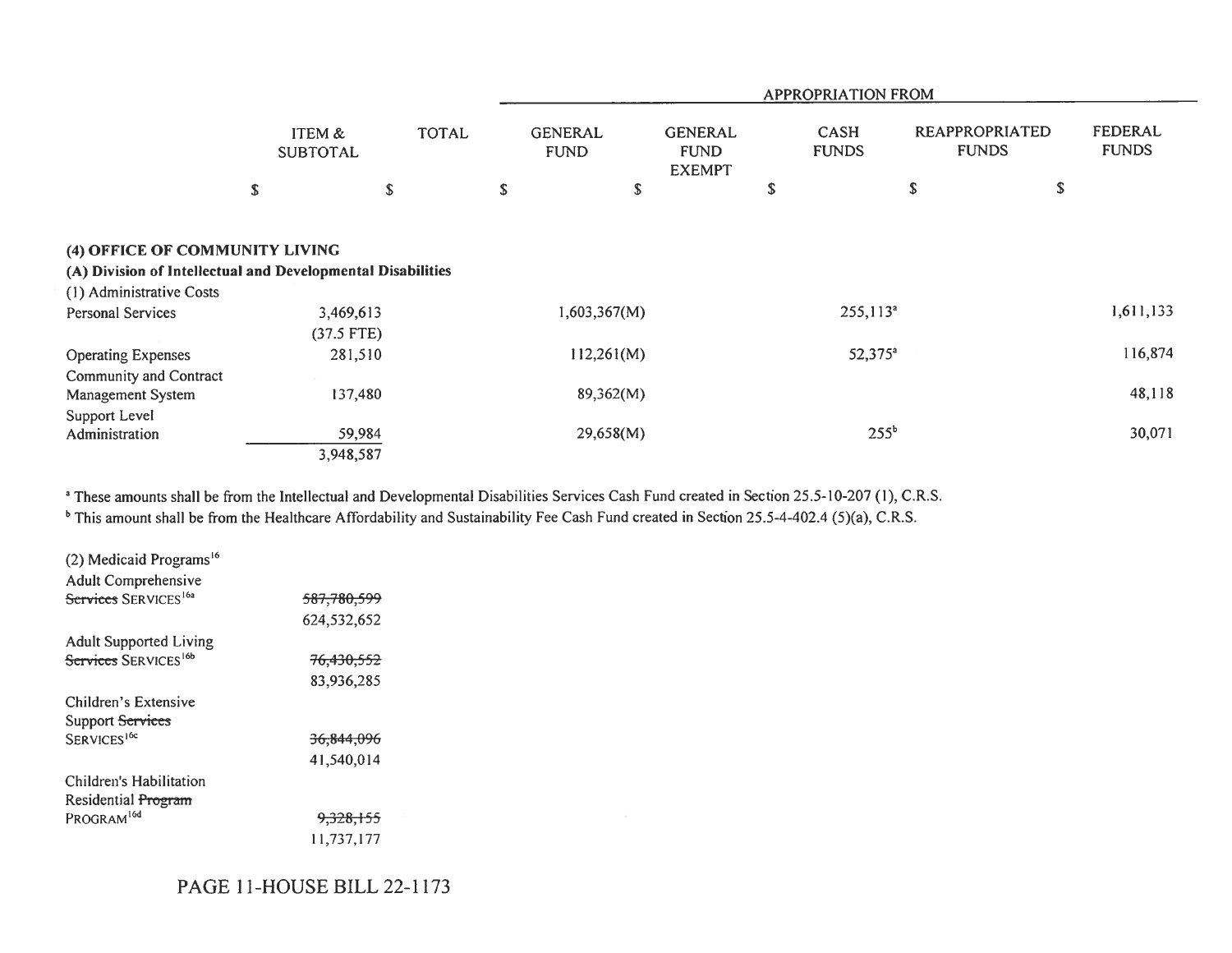| | ITEM & SUBTOTAL | TOTAL | APPROPRIATION FROM GENERAL FUND | GENERAL FUND EXEMPT | CASH FUNDS | REAPPROPRIATED FUNDS | FEDERAL FUNDS |
|---|---|---|---|---|---|---|---|
| | $ | $ | $ | $ | $ | $ | $ |
| **(4) OFFICE OF COMMUNITY LIVING** | | | | | | | |
| **(A) Division of Intellectual and Developmental Disabilities** | | | | | | | |
| (1) Administrative Costs | | | | | | | |
| Personal Services | 3,469,613 | | 1,603,367(M) | | 255,113[a] | | 1,611,133 |
| | (37.5 FTE) | | | | | | |
| Operating Expenses | 281,510 | | 112,261(M) | | 52,375[a] | | 116,874 |
| Community and Contract Management System | 137,480 | | 89,362(M) | | | | 48,118 |
| Support Level Administration | 59,984 | | 29,658(M) | | 255[b] | | 30,071 |
| | 3,948,587 | | | | | | |

[a] These amounts shall be from the Intellectual and Developmental Disabilities Services Cash Fund created in Section 25.5-10-207 (1), C.R.S.

[b] This amount shall be from the Healthcare Affordability and Sustainability Fee Cash Fund created in Section 25.5-4-402.4 (5)(a), C.R.S.

| | ITEM & SUBTOTAL |
|---|---|
| (2) Medicaid Programs[16] | |
| Adult Comprehensive ~~Services~~ SERVICES[16a] | ~~587,780,599~~ 624,532,652 |
| Adult Supported Living ~~Services~~ SERVICES[16b] | ~~76,430,552~~ 83,936,285 |
| Children's Extensive Support ~~Services~~ SERVICES[16c] | ~~36,844,096~~ 41,540,014 |
| Children's Habilitation Residential ~~Program~~ PROGRAM[16d] | ~~9,328,155~~ 11,737,177 |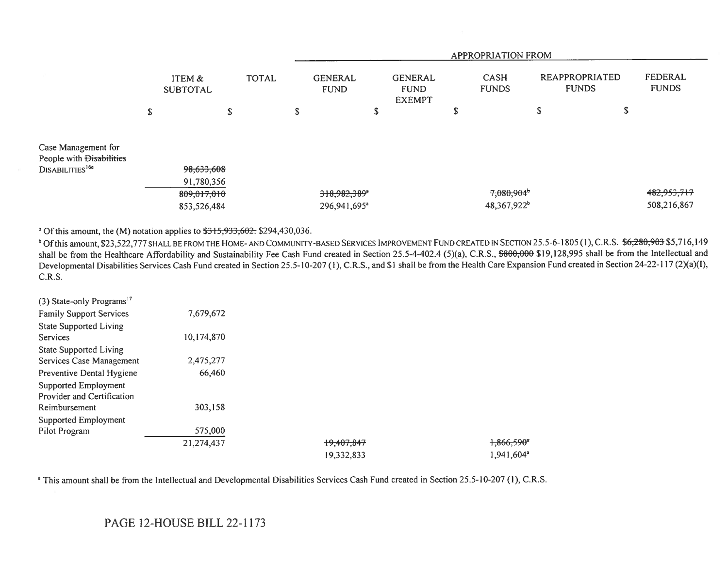| | ITEM & SUBTOTAL | TOTAL | GENERAL FUND | GENERAL FUND EXEMPT | CASH FUNDS | REAPPROPRIATED FUNDS | FEDERAL FUNDS |
|---|---|---|---|---|---|---|---|
| | | | APPROPRIATION FROM | | | | |
| | $ | $ | $ | $ | $ | $ | $ |
| Case Management for People with ~~Disabilities~~ DISABILITIES[16e] | ~~98,633,608~~ 91,780,356 | | | | | | |
| | ~~809,017,010~~ 853,526,484 | | ~~318,982,389~~[a] 296,941,695[a] | | ~~7,080,904~~[b] 48,367,922[b] | | ~~482,953,717~~ 508,216,867 |

[a] Of this amount, the (M) notation applies to ~~$315,933,602.~~ $294,430,036.

[b] Of this amount, $23,522,777 SHALL BE FROM THE HOME- AND COMMUNITY-BASED SERVICES IMPROVEMENT FUND CREATED IN SECTION 25.5-6-1805 (1), C.R.S. ~~$6,280,903~~ $5,716,149 shall be from the Healthcare Affordability and Sustainability Fee Cash Fund created in Section 25.5-4-402.4 (5)(a), C.R.S., ~~$800,000~~ $19,128,995 shall be from the Intellectual and Developmental Disabilities Services Cash Fund created in Section 25.5-10-207 (1), C.R.S., and $1 shall be from the Health Care Expansion Fund created in Section 24-22-117 (2)(a)(I), C.R.S.

| | ITEM & SUBTOTAL | TOTAL | GENERAL FUND | GENERAL FUND EXEMPT | CASH FUNDS | REAPPROPRIATED FUNDS | FEDERAL FUNDS |
|---|---|---|---|---|---|---|---|
| (3) State-only Programs[17] | | | | | | | |
| Family Support Services | 7,679,672 | | | | | | |
| State Supported Living Services | 10,174,870 | | | | | | |
| State Supported Living Services Case Management | 2,475,277 | | | | | | |
| Preventive Dental Hygiene | 66,460 | | | | | | |
| Supported Employment Provider and Certification Reimbursement | 303,158 | | | | | | |
| Supported Employment Pilot Program | 575,000 | | | | | | |
| | 21,274,437 | | ~~19,407,847~~ 19,332,833 | | ~~1,866,590~~[a] 1,941,604[a] | | |

[a] This amount shall be from the Intellectual and Developmental Disabilities Services Cash Fund created in Section 25.5-10-207 (1), C.R.S.

PAGE 12-HOUSE BILL 22-1173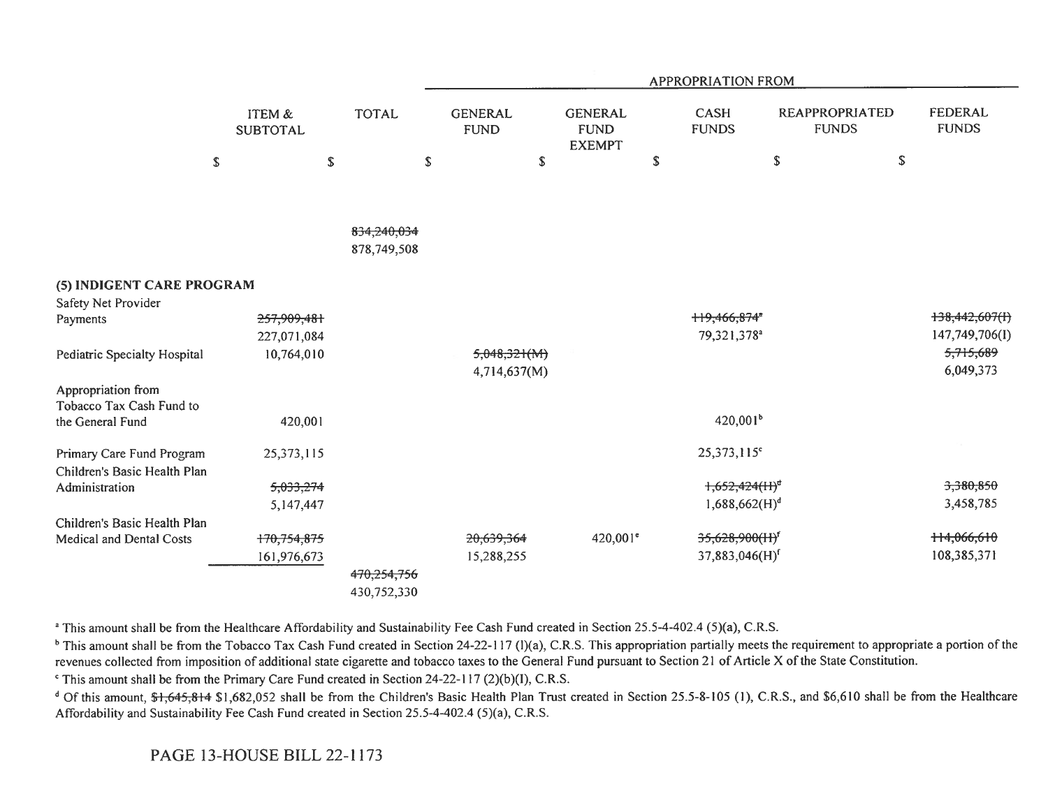| | ITEM & SUBTOTAL | TOTAL | GENERAL FUND | GENERAL FUND EXEMPT | CASH FUNDS | REAPPROPRIATED FUNDS | FEDERAL FUNDS |
|---|---|---|---|---|---|---|---|
| | | | APPROPRIATION FROM | | | | |
| | $ | $ | $ | $ | $ | $ | $ |
| | | ~~834,240,034~~ 878,749,508 | | | | | |
| **(5) INDIGENT CARE PROGRAM** | | | | | | | |
| Safety Net Provider Payments | ~~257,909,481~~ 227,071,084 | | | | ~~119,466,874~~[a] 79,321,378[a] | | ~~138,442,607(I)~~ 147,749,706(I) |
| Pediatric Specialty Hospital | 10,764,010 | | ~~5,048,321(M)~~ 4,714,637(M) | | | | ~~5,715,689~~ 6,049,373 |
| Appropriation from Tobacco Tax Cash Fund to the General Fund | 420,001 | | | | 420,001[b] | | |
| Primary Care Fund Program | 25,373,115 | | | | 25,373,115[c] | | |
| Children's Basic Health Plan Administration | ~~5,033,274~~ 5,147,447 | | | | ~~1,652,424(H)~~[d] 1,688,662(H)[d] | | ~~3,380,850~~ 3,458,785 |
| Children's Basic Health Plan Medical and Dental Costs | ~~170,754,875~~ 161,976,673 | | ~~20,639,364~~ 15,288,255 | 420,001[e] | ~~35,628,900(H)~~[f] 37,883,046(H)[f] | | ~~114,066,610~~ 108,385,371 |
| | | ~~470,254,756~~ 430,752,330 | | | | | |

[a] This amount shall be from the Healthcare Affordability and Sustainability Fee Cash Fund created in Section 25.5-4-402.4 (5)(a), C.R.S.

[b] This amount shall be from the Tobacco Tax Cash Fund created in Section 24-22-117 (l)(a), C.R.S. This appropriation partially meets the requirement to appropriate a portion of the revenues collected from imposition of additional state cigarette and tobacco taxes to the General Fund pursuant to Section 21 of Article X of the State Constitution.

[c] This amount shall be from the Primary Care Fund created in Section 24-22-117 (2)(b)(I), C.R.S.

[d] Of this amount, ~~$1,645,814~~ $1,682,052 shall be from the Children's Basic Health Plan Trust created in Section 25.5-8-105 (1), C.R.S., and $6,610 shall be from the Healthcare Affordability and Sustainability Fee Cash Fund created in Section 25.5-4-402.4 (5)(a), C.R.S.

PAGE 13-HOUSE BILL 22-1173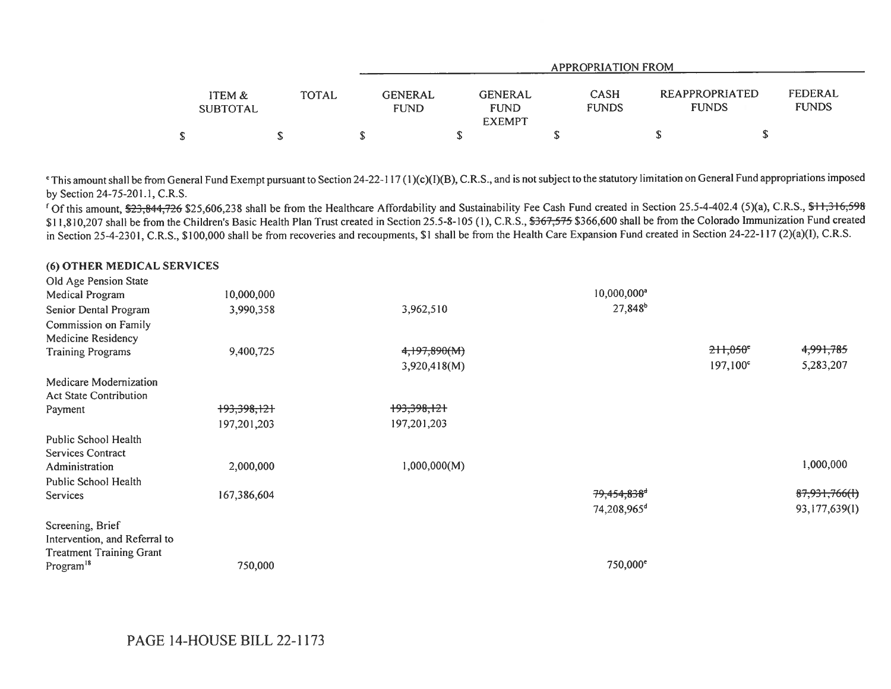| | ITEM & SUBTOTAL | TOTAL | APPROPRIATION FROM | | | | |
|---|---|---|---|---|---|---|---|
| | | | GENERAL FUND | GENERAL FUND EXEMPT | CASH FUNDS | REAPPROPRIATED FUNDS | FEDERAL FUNDS |
| | $ | $ | $ | $ | $ | $ | $ |

[e] This amount shall be from General Fund Exempt pursuant to Section 24-22-117 (1)(c)(I)(B), C.R.S., and is not subject to the statutory limitation on General Fund appropriations imposed by Section 24-75-201.1, C.R.S.

[f] Of this amount, ~~$23,844,726~~ $25,606,238 shall be from the Healthcare Affordability and Sustainability Fee Cash Fund created in Section 25.5-4-402.4 (5)(a), C.R.S., ~~$11,316,598~~ $11,810,207 shall be from the Children's Basic Health Plan Trust created in Section 25.5-8-105 (1), C.R.S., ~~$367,575~~ $366,600 shall be from the Colorado Immunization Fund created in Section 25-4-2301, C.R.S., $100,000 shall be from recoveries and recoupments, $1 shall be from the Health Care Expansion Fund created in Section 24-22-117 (2)(a)(I), C.R.S.

**(6) OTHER MEDICAL SERVICES**

| | ITEM & SUBTOTAL | TOTAL | GENERAL FUND | GENERAL FUND EXEMPT | CASH FUNDS | REAPPROPRIATED FUNDS | FEDERAL FUNDS |
|---|---|---|---|---|---|---|---|
| Old Age Pension State Medical Program | 10,000,000 | | | | 10,000,000[a] | | |
| Senior Dental Program | 3,990,358 | | 3,962,510 | | 27,848[b] | | |
| Commission on Family Medicine Residency Training Programs | 9,400,725 | | ~~4,197,890(M)~~ 3,920,418(M) | | | ~~211,050~~[c] 197,100[c] | ~~4,991,785~~ 5,283,207 |
| Medicare Modernization Act State Contribution Payment | ~~193,398,121~~ 197,201,203 | | ~~193,398,121~~ 197,201,203 | | | | |
| Public School Health Services Contract Administration | 2,000,000 | | 1,000,000(M) | | | | 1,000,000 |
| Public School Health Services | 167,386,604 | | | | ~~79,454,838~~[d] 74,208,965[d] | | ~~87,931,766(I)~~ 93,177,639(I) |
| Screening, Brief Intervention, and Referral to Treatment Training Grant Program[18] | 750,000 | | | | 750,000[e] | | |

PAGE 14-HOUSE BILL 22-1173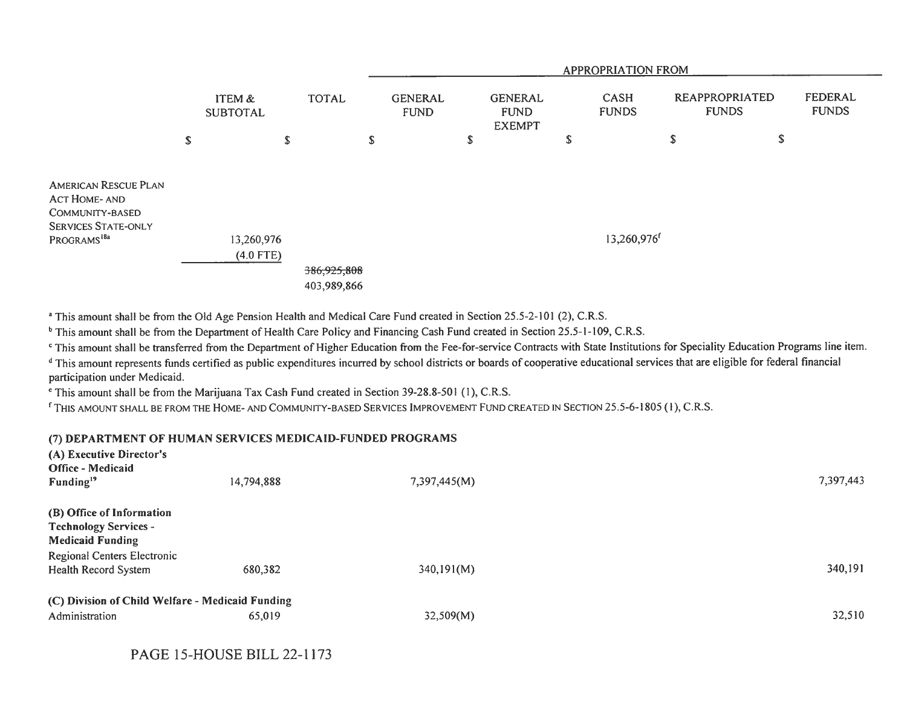| | ITEM & SUBTOTAL | TOTAL | APPROPRIATION FROM GENERAL FUND | GENERAL FUND EXEMPT | CASH FUNDS | REAPPROPRIATED FUNDS | FEDERAL FUNDS |
|---|---|---|---|---|---|---|---|
| | $ | $ | $ | $ | $ | $ | $ |
| AMERICAN RESCUE PLAN ACT HOME- AND COMMUNITY-BASED SERVICES STATE-ONLY PROGRAMS[18a] | 13,260,976 (4.0 FTE) | | | | 13,260,976[f] | | |
| | | ~~386,925,808~~ 403,989,866 | | | | | |

[a] This amount shall be from the Old Age Pension Health and Medical Care Fund created in Section 25.5-2-101 (2), C.R.S.

[b] This amount shall be from the Department of Health Care Policy and Financing Cash Fund created in Section 25.5-1-109, C.R.S.

[c] This amount shall be transferred from the Department of Higher Education from the Fee-for-service Contracts with State Institutions for Speciality Education Programs line item.

[d] This amount represents funds certified as public expenditures incurred by school districts or boards of cooperative educational services that are eligible for federal financial participation under Medicaid.

[e] This amount shall be from the Marijuana Tax Cash Fund created in Section 39-28.8-501 (1), C.R.S.

[f] THIS AMOUNT SHALL BE FROM THE HOME- AND COMMUNITY-BASED SERVICES IMPROVEMENT FUND CREATED IN SECTION 25.5-6-1805 (1), C.R.S.

**(7) DEPARTMENT OF HUMAN SERVICES MEDICAID-FUNDED PROGRAMS**

| | ITEM & SUBTOTAL | TOTAL | GENERAL FUND | GENERAL FUND EXEMPT | CASH FUNDS | REAPPROPRIATED FUNDS | FEDERAL FUNDS |
|---|---|---|---|---|---|---|---|
| **(A) Executive Director's Office - Medicaid Funding**[19] | 14,794,888 | | 7,397,445(M) | | | | 7,397,443 |
| **(B) Office of Information Technology Services - Medicaid Funding** | | | | | | | |
| Regional Centers Electronic Health Record System | 680,382 | | 340,191(M) | | | | 340,191 |
| **(C) Division of Child Welfare - Medicaid Funding** | | | | | | | |
| Administration | 65,019 | | 32,509(M) | | | | 32,510 |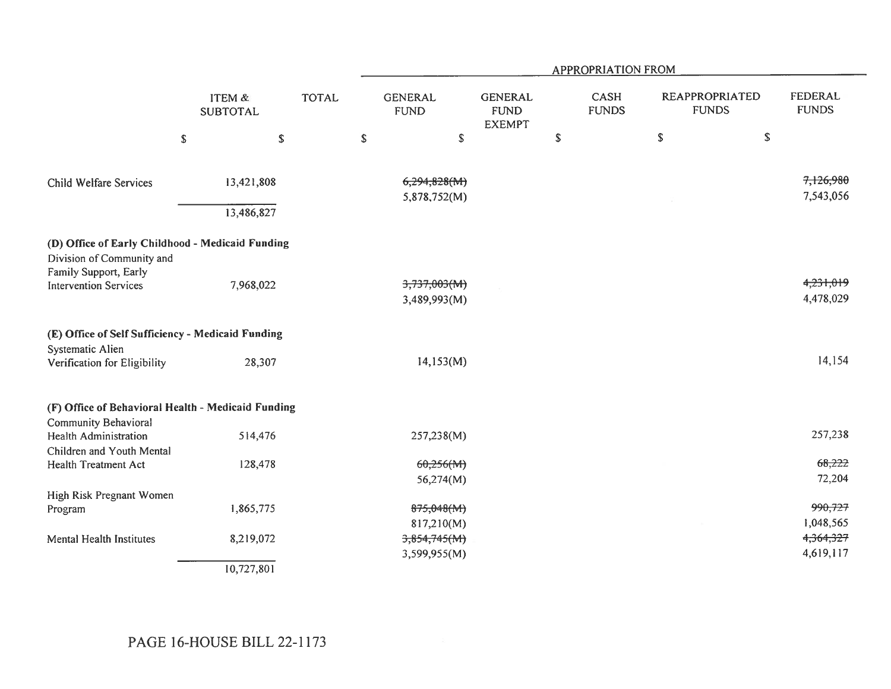| | ITEM & SUBTOTAL | TOTAL | APPROPRIATION FROM | | | | |
|---|---|---|---|---|---|---|---|
| | | | GENERAL FUND | GENERAL FUND EXEMPT | CASH FUNDS | REAPPROPRIATED FUNDS | FEDERAL FUNDS |
| | $ | $ | $ | $ | $ | $ | $ |
| Child Welfare Services | 13,421,808 | | ~~6,294,828(M)~~ 5,878,752(M) | | | | ~~7,126,980~~ 7,543,056 |
| | 13,486,827 | | | | | | |
| **(D) Office of Early Childhood - Medicaid Funding** | | | | | | | |
| Division of Community and Family Support, Early Intervention Services | 7,968,022 | | ~~3,737,003(M)~~ 3,489,993(M) | | | | ~~4,231,019~~ 4,478,029 |
| **(E) Office of Self Sufficiency - Medicaid Funding** | | | | | | | |
| Systematic Alien Verification for Eligibility | 28,307 | | 14,153(M) | | | | 14,154 |
| **(F) Office of Behavioral Health - Medicaid Funding** | | | | | | | |
| Community Behavioral Health Administration | 514,476 | | 257,238(M) | | | | 257,238 |
| Children and Youth Mental Health Treatment Act | 128,478 | | ~~60,256(M)~~ 56,274(M) | | | | ~~68,222~~ 72,204 |
| High Risk Pregnant Women Program | 1,865,775 | | ~~875,048(M)~~ 817,210(M) | | | | ~~990,727~~ 1,048,565 |
| Mental Health Institutes | 8,219,072 | | ~~3,854,745(M)~~ 3,599,955(M) | | | | ~~4,364,327~~ 4,619,117 |
| | 10,727,801 | | | | | | |

PAGE 16-HOUSE BILL 22-1173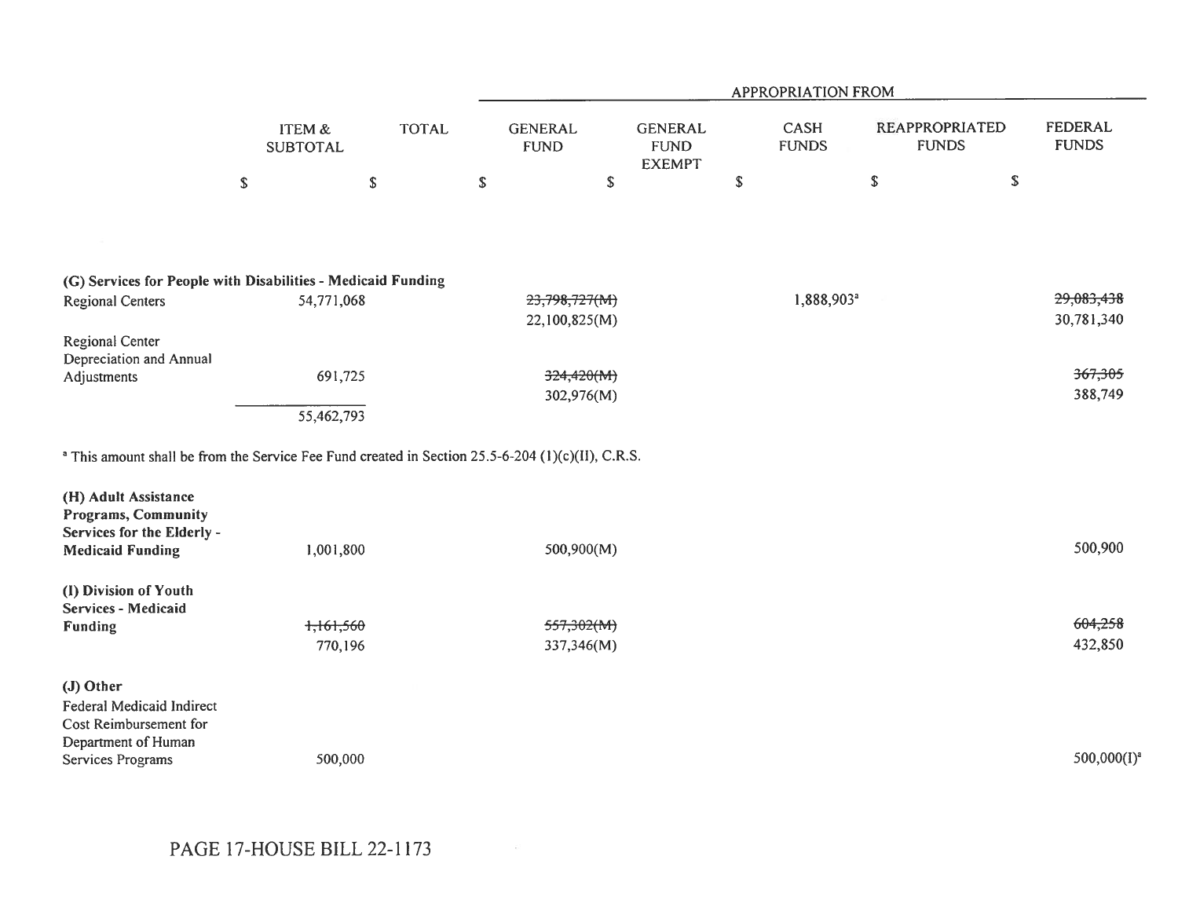| | ITEM & SUBTOTAL | TOTAL | APPROPRIATION FROM GENERAL FUND | GENERAL FUND EXEMPT | CASH FUNDS | REAPPROPRIATED FUNDS | FEDERAL FUNDS |
|---|---|---|---|---|---|---|---|
| | $ | $ | $ | $ | $ | $ | $ |
| **(G) Services for People with Disabilities - Medicaid Funding** | | | | | | | |
| Regional Centers | 54,771,068 | | ~~23,798,727(M)~~ 22,100,825(M) | | 1,888,903[a] | | ~~29,083,438~~ 30,781,340 |
| Regional Center Depreciation and Annual Adjustments | 691,725 | | ~~324,420(M)~~ 302,976(M) | | | | ~~367,305~~ 388,749 |
| | 55,462,793 | | | | | | |

[a] This amount shall be from the Service Fee Fund created in Section 25.5-6-204 (1)(c)(II), C.R.S.

| | ITEM & SUBTOTAL | TOTAL | GENERAL FUND | GENERAL FUND EXEMPT | CASH FUNDS | REAPPROPRIATED FUNDS | FEDERAL FUNDS |
|---|---|---|---|---|---|---|---|
| **(H) Adult Assistance Programs, Community Services for the Elderly - Medicaid Funding** | 1,001,800 | | 500,900(M) | | | | 500,900 |
| **(I) Division of Youth Services - Medicaid Funding** | ~~1,161,560~~ 770,196 | | ~~557,302(M)~~ 337,346(M) | | | | ~~604,258~~ 432,850 |
| **(J) Other** | | | | | | | |
| Federal Medicaid Indirect Cost Reimbursement for Department of Human Services Programs | 500,000 | | | | | | 500,000(I)[a] |

PAGE 17-HOUSE BILL 22-1173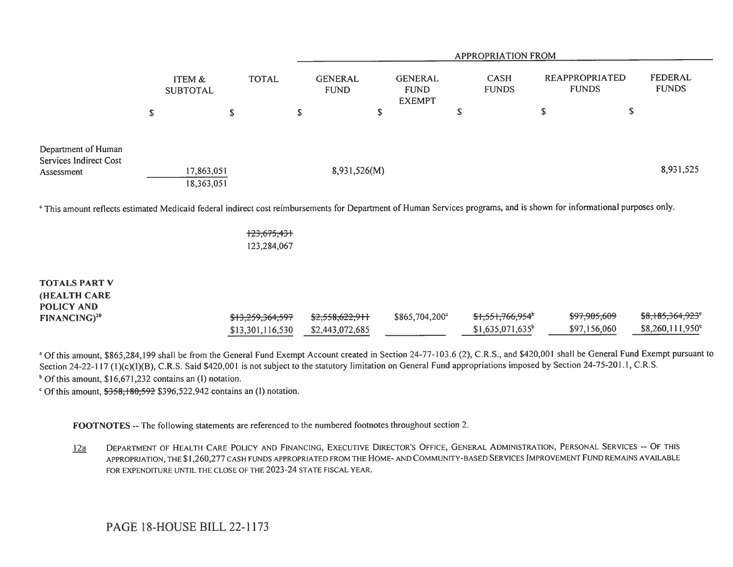| | ITEM & SUBTOTAL | TOTAL | APPROPRIATION FROM GENERAL FUND | GENERAL FUND EXEMPT | CASH FUNDS | REAPPROPRIATED FUNDS | FEDERAL FUNDS |
|---|---|---|---|---|---|---|---|
| | $ | $ | $ | $ | $ | $ | $ |
| Department of Human Services Indirect Cost Assessment | ~~17,863,051~~ 18,363,051 | | 8,931,526(M) | | | | 8,931,525 |

[a] This amount reflects estimated Medicaid federal indirect cost reimbursements for Department of Human Services programs, and is shown for informational purposes only.

| | ITEM & SUBTOTAL | TOTAL | GENERAL FUND | GENERAL FUND EXEMPT | CASH FUNDS | REAPPROPRIATED FUNDS | FEDERAL FUNDS |
|---|---|---|---|---|---|---|---|
| | | ~~123,675,431~~ 123,284,067 | | | | | |
| **TOTALS PART V (HEALTH CARE POLICY AND FINANCING)**[20] | | ~~$13,259,364,597~~ $13,301,116,530 | ~~$2,558,622,911~~ $2,443,072,685 | $865,704,200[a] | ~~$1,551,766,954~~[b] $1,635,071,635[b] | ~~$97,905,609~~ $97,156,060 | ~~$8,185,364,923~~[c] $8,260,111,950[c] |

[a] Of this amount, $865,284,199 shall be from the General Fund Exempt Account created in Section 24-77-103.6 (2), C.R.S., and $420,001 shall be General Fund Exempt pursuant to Section 24-22-117 (1)(c)(I)(B), C.R.S. Said $420,001 is not subject to the statutory limitation on General Fund appropriations imposed by Section 24-75-201.1, C.R.S.

[b] Of this amount, $16,671,232 contains an (I) notation.

[c] Of this amount, ~~$358,180,592~~ $396,522,942 contains an (I) notation.

**FOOTNOTES** -- The following statements are referenced to the numbered footnotes throughout section 2.

12a DEPARTMENT OF HEALTH CARE POLICY AND FINANCING, EXECUTIVE DIRECTOR'S OFFICE, GENERAL ADMINISTRATION, PERSONAL SERVICES -- OF THIS APPROPRIATION, THE $1,260,277 CASH FUNDS APPROPRIATED FROM THE HOME- AND COMMUNITY-BASED SERVICES IMPROVEMENT FUND REMAINS AVAILABLE FOR EXPENDITURE UNTIL THE CLOSE OF THE 2023-24 STATE FISCAL YEAR.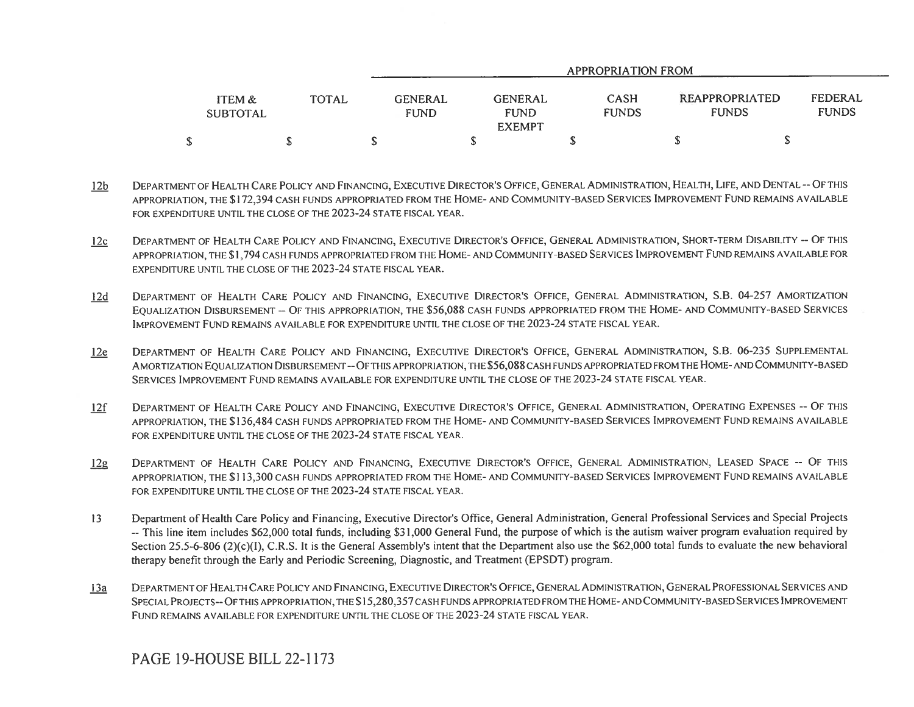| | ITEM & SUBTOTAL | TOTAL | APPROPRIATION FROM | | | | |
|---|---|---|---|---|---|---|---|
| | | | GENERAL FUND | GENERAL FUND EXEMPT | CASH FUNDS | REAPPROPRIATED FUNDS | FEDERAL FUNDS |
| | $ | $ | $ | $ | $ | $ | $ |

12b DEPARTMENT OF HEALTH CARE POLICY AND FINANCING, EXECUTIVE DIRECTOR'S OFFICE, GENERAL ADMINISTRATION, HEALTH, LIFE, AND DENTAL -- OF THIS APPROPRIATION, THE $172,394 CASH FUNDS APPROPRIATED FROM THE HOME- AND COMMUNITY-BASED SERVICES IMPROVEMENT FUND REMAINS AVAILABLE FOR EXPENDITURE UNTIL THE CLOSE OF THE 2023-24 STATE FISCAL YEAR.

12c DEPARTMENT OF HEALTH CARE POLICY AND FINANCING, EXECUTIVE DIRECTOR'S OFFICE, GENERAL ADMINISTRATION, SHORT-TERM DISABILITY -- OF THIS APPROPRIATION, THE $1,794 CASH FUNDS APPROPRIATED FROM THE HOME- AND COMMUNITY-BASED SERVICES IMPROVEMENT FUND REMAINS AVAILABLE FOR EXPENDITURE UNTIL THE CLOSE OF THE 2023-24 STATE FISCAL YEAR.

12d DEPARTMENT OF HEALTH CARE POLICY AND FINANCING, EXECUTIVE DIRECTOR'S OFFICE, GENERAL ADMINISTRATION, S.B. 04-257 AMORTIZATION EQUALIZATION DISBURSEMENT -- OF THIS APPROPRIATION, THE $56,088 CASH FUNDS APPROPRIATED FROM THE HOME- AND COMMUNITY-BASED SERVICES IMPROVEMENT FUND REMAINS AVAILABLE FOR EXPENDITURE UNTIL THE CLOSE OF THE 2023-24 STATE FISCAL YEAR.

12e DEPARTMENT OF HEALTH CARE POLICY AND FINANCING, EXECUTIVE DIRECTOR'S OFFICE, GENERAL ADMINISTRATION, S.B. 06-235 SUPPLEMENTAL AMORTIZATION EQUALIZATION DISBURSEMENT -- OF THIS APPROPRIATION, THE $56,088 CASH FUNDS APPROPRIATED FROM THE HOME- AND COMMUNITY-BASED SERVICES IMPROVEMENT FUND REMAINS AVAILABLE FOR EXPENDITURE UNTIL THE CLOSE OF THE 2023-24 STATE FISCAL YEAR.

12f DEPARTMENT OF HEALTH CARE POLICY AND FINANCING, EXECUTIVE DIRECTOR'S OFFICE, GENERAL ADMINISTRATION, OPERATING EXPENSES -- OF THIS APPROPRIATION, THE $136,484 CASH FUNDS APPROPRIATED FROM THE HOME- AND COMMUNITY-BASED SERVICES IMPROVEMENT FUND REMAINS AVAILABLE FOR EXPENDITURE UNTIL THE CLOSE OF THE 2023-24 STATE FISCAL YEAR.

12g DEPARTMENT OF HEALTH CARE POLICY AND FINANCING, EXECUTIVE DIRECTOR'S OFFICE, GENERAL ADMINISTRATION, LEASED SPACE -- OF THIS APPROPRIATION, THE $113,300 CASH FUNDS APPROPRIATED FROM THE HOME- AND COMMUNITY-BASED SERVICES IMPROVEMENT FUND REMAINS AVAILABLE FOR EXPENDITURE UNTIL THE CLOSE OF THE 2023-24 STATE FISCAL YEAR.

13 Department of Health Care Policy and Financing, Executive Director's Office, General Administration, General Professional Services and Special Projects -- This line item includes $62,000 total funds, including $31,000 General Fund, the purpose of which is the autism waiver program evaluation required by Section 25.5-6-806 (2)(c)(I), C.R.S. It is the General Assembly's intent that the Department also use the $62,000 total funds to evaluate the new behavioral therapy benefit through the Early and Periodic Screening, Diagnostic, and Treatment (EPSDT) program.

13a DEPARTMENT OF HEALTH CARE POLICY AND FINANCING, EXECUTIVE DIRECTOR'S OFFICE, GENERAL ADMINISTRATION, GENERAL PROFESSIONAL SERVICES AND SPECIAL PROJECTS -- OF THIS APPROPRIATION, THE $15,280,357 CASH FUNDS APPROPRIATED FROM THE HOME- AND COMMUNITY-BASED SERVICES IMPROVEMENT FUND REMAINS AVAILABLE FOR EXPENDITURE UNTIL THE CLOSE OF THE 2023-24 STATE FISCAL YEAR.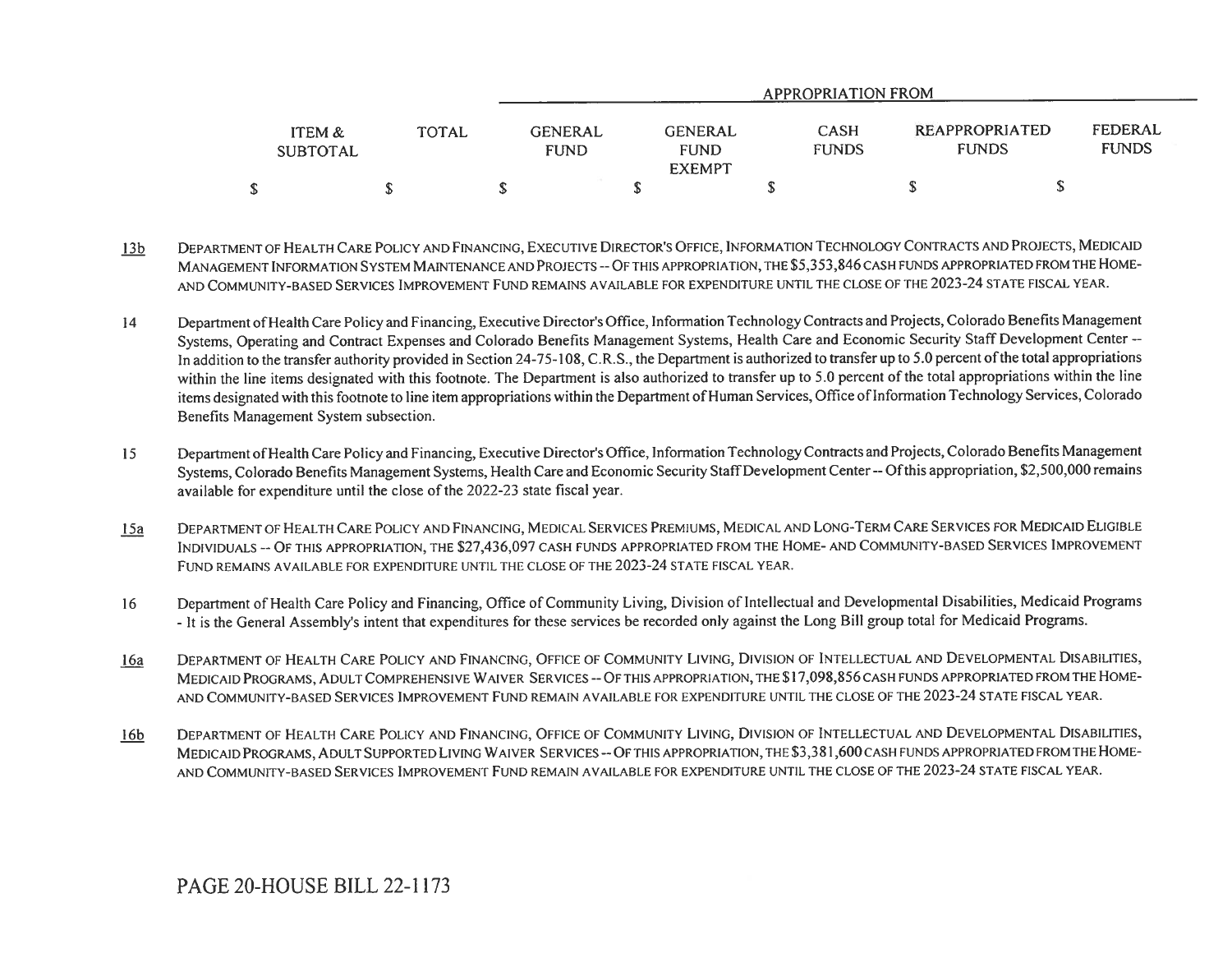| ITEM & SUBTOTAL | TOTAL | APPROPRIATION FROM | | | | |
|---|---|---|---|---|---|---|
| | | GENERAL FUND | GENERAL FUND EXEMPT | CASH FUNDS | REAPPROPRIATED FUNDS | FEDERAL FUNDS |
| $ | $ | $ | $ | $ | $ | $ |

13b DEPARTMENT OF HEALTH CARE POLICY AND FINANCING, EXECUTIVE DIRECTOR'S OFFICE, INFORMATION TECHNOLOGY CONTRACTS AND PROJECTS, MEDICAID MANAGEMENT INFORMATION SYSTEM MAINTENANCE AND PROJECTS -- OF THIS APPROPRIATION, THE $5,353,846 CASH FUNDS APPROPRIATED FROM THE HOME- AND COMMUNITY-BASED SERVICES IMPROVEMENT FUND REMAINS AVAILABLE FOR EXPENDITURE UNTIL THE CLOSE OF THE 2023-24 STATE FISCAL YEAR.

14 Department of Health Care Policy and Financing, Executive Director's Office, Information Technology Contracts and Projects, Colorado Benefits Management Systems, Operating and Contract Expenses and Colorado Benefits Management Systems, Health Care and Economic Security Staff Development Center -- In addition to the transfer authority provided in Section 24-75-108, C.R.S., the Department is authorized to transfer up to 5.0 percent of the total appropriations within the line items designated with this footnote. The Department is also authorized to transfer up to 5.0 percent of the total appropriations within the line items designated with this footnote to line item appropriations within the Department of Human Services, Office of Information Technology Services, Colorado Benefits Management System subsection.

15 Department of Health Care Policy and Financing, Executive Director's Office, Information Technology Contracts and Projects, Colorado Benefits Management Systems, Colorado Benefits Management Systems, Health Care and Economic Security Staff Development Center -- Of this appropriation, $2,500,000 remains available for expenditure until the close of the 2022-23 state fiscal year.

15a DEPARTMENT OF HEALTH CARE POLICY AND FINANCING, MEDICAL SERVICES PREMIUMS, MEDICAL AND LONG-TERM CARE SERVICES FOR MEDICAID ELIGIBLE INDIVIDUALS -- OF THIS APPROPRIATION, THE $27,436,097 CASH FUNDS APPROPRIATED FROM THE HOME- AND COMMUNITY-BASED SERVICES IMPROVEMENT FUND REMAINS AVAILABLE FOR EXPENDITURE UNTIL THE CLOSE OF THE 2023-24 STATE FISCAL YEAR.

16 Department of Health Care Policy and Financing, Office of Community Living, Division of Intellectual and Developmental Disabilities, Medicaid Programs - It is the General Assembly's intent that expenditures for these services be recorded only against the Long Bill group total for Medicaid Programs.

16a DEPARTMENT OF HEALTH CARE POLICY AND FINANCING, OFFICE OF COMMUNITY LIVING, DIVISION OF INTELLECTUAL AND DEVELOPMENTAL DISABILITIES, MEDICAID PROGRAMS, ADULT COMPREHENSIVE WAIVER SERVICES -- OF THIS APPROPRIATION, THE $17,098,856 CASH FUNDS APPROPRIATED FROM THE HOME- AND COMMUNITY-BASED SERVICES IMPROVEMENT FUND REMAIN AVAILABLE FOR EXPENDITURE UNTIL THE CLOSE OF THE 2023-24 STATE FISCAL YEAR.

16b DEPARTMENT OF HEALTH CARE POLICY AND FINANCING, OFFICE OF COMMUNITY LIVING, DIVISION OF INTELLECTUAL AND DEVELOPMENTAL DISABILITIES, MEDICAID PROGRAMS, ADULT SUPPORTED LIVING WAIVER SERVICES -- OF THIS APPROPRIATION, THE $3,381,600 CASH FUNDS APPROPRIATED FROM THE HOME- AND COMMUNITY-BASED SERVICES IMPROVEMENT FUND REMAIN AVAILABLE FOR EXPENDITURE UNTIL THE CLOSE OF THE 2023-24 STATE FISCAL YEAR.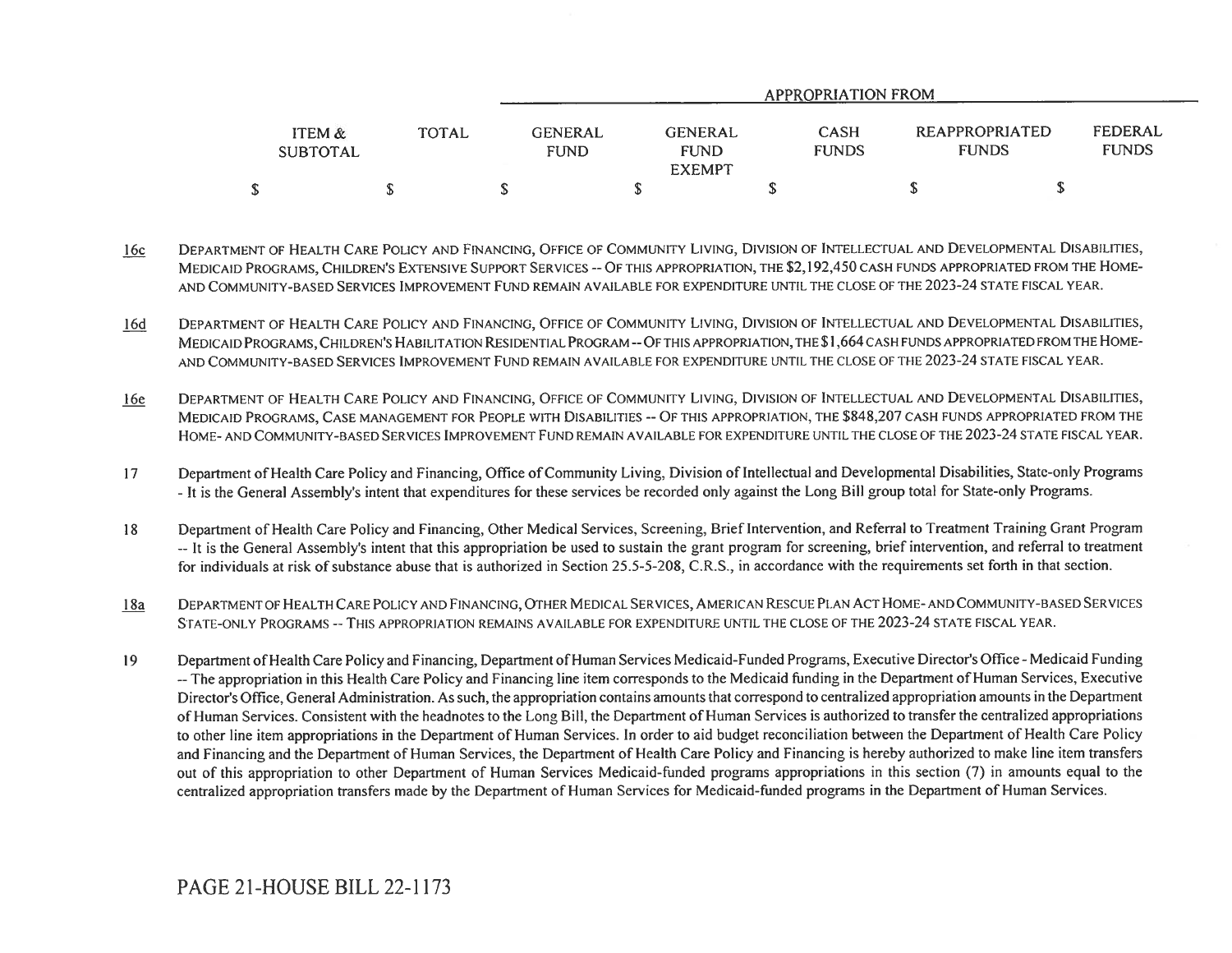| ITEM & SUBTOTAL | TOTAL | GENERAL FUND | GENERAL FUND EXEMPT | CASH FUNDS | REAPPROPRIATED FUNDS | FEDERAL FUNDS |
|---|---|---|---|---|---|---|
| | | APPROPRIATION FROM | | | | |
| $ | $ | $ | $ | $ | $ | $ |

16c DEPARTMENT OF HEALTH CARE POLICY AND FINANCING, OFFICE OF COMMUNITY LIVING, DIVISION OF INTELLECTUAL AND DEVELOPMENTAL DISABILITIES, MEDICAID PROGRAMS, CHILDREN'S EXTENSIVE SUPPORT SERVICES -- OF THIS APPROPRIATION, THE $2,192,450 CASH FUNDS APPROPRIATED FROM THE HOME- AND COMMUNITY-BASED SERVICES IMPROVEMENT FUND REMAIN AVAILABLE FOR EXPENDITURE UNTIL THE CLOSE OF THE 2023-24 STATE FISCAL YEAR.

16d DEPARTMENT OF HEALTH CARE POLICY AND FINANCING, OFFICE OF COMMUNITY LIVING, DIVISION OF INTELLECTUAL AND DEVELOPMENTAL DISABILITIES, MEDICAID PROGRAMS, CHILDREN'S HABILITATION RESIDENTIAL PROGRAM -- OF THIS APPROPRIATION, THE $1,664 CASH FUNDS APPROPRIATED FROM THE HOME- AND COMMUNITY-BASED SERVICES IMPROVEMENT FUND REMAIN AVAILABLE FOR EXPENDITURE UNTIL THE CLOSE OF THE 2023-24 STATE FISCAL YEAR.

16e DEPARTMENT OF HEALTH CARE POLICY AND FINANCING, OFFICE OF COMMUNITY LIVING, DIVISION OF INTELLECTUAL AND DEVELOPMENTAL DISABILITIES, MEDICAID PROGRAMS, CASE MANAGEMENT FOR PEOPLE WITH DISABILITIES -- OF THIS APPROPRIATION, THE $848,207 CASH FUNDS APPROPRIATED FROM THE HOME- AND COMMUNITY-BASED SERVICES IMPROVEMENT FUND REMAIN AVAILABLE FOR EXPENDITURE UNTIL THE CLOSE OF THE 2023-24 STATE FISCAL YEAR.

17 Department of Health Care Policy and Financing, Office of Community Living, Division of Intellectual and Developmental Disabilities, State-only Programs - It is the General Assembly's intent that expenditures for these services be recorded only against the Long Bill group total for State-only Programs.

18 Department of Health Care Policy and Financing, Other Medical Services, Screening, Brief Intervention, and Referral to Treatment Training Grant Program -- It is the General Assembly's intent that this appropriation be used to sustain the grant program for screening, brief intervention, and referral to treatment for individuals at risk of substance abuse that is authorized in Section 25.5-5-208, C.R.S., in accordance with the requirements set forth in that section.

18a DEPARTMENT OF HEALTH CARE POLICY AND FINANCING, OTHER MEDICAL SERVICES, AMERICAN RESCUE PLAN ACT HOME- AND COMMUNITY-BASED SERVICES STATE-ONLY PROGRAMS -- THIS APPROPRIATION REMAINS AVAILABLE FOR EXPENDITURE UNTIL THE CLOSE OF THE 2023-24 STATE FISCAL YEAR.

19 Department of Health Care Policy and Financing, Department of Human Services Medicaid-Funded Programs, Executive Director's Office - Medicaid Funding -- The appropriation in this Health Care Policy and Financing line item corresponds to the Medicaid funding in the Department of Human Services, Executive Director's Office, General Administration. As such, the appropriation contains amounts that correspond to centralized appropriation amounts in the Department of Human Services. Consistent with the headnotes to the Long Bill, the Department of Human Services is authorized to transfer the centralized appropriations to other line item appropriations in the Department of Human Services. In order to aid budget reconciliation between the Department of Health Care Policy and Financing and the Department of Human Services, the Department of Health Care Policy and Financing is hereby authorized to make line item transfers out of this appropriation to other Department of Human Services Medicaid-funded programs appropriations in this section (7) in amounts equal to the centralized appropriation transfers made by the Department of Human Services for Medicaid-funded programs in the Department of Human Services.

PAGE 21-HOUSE BILL 22-1173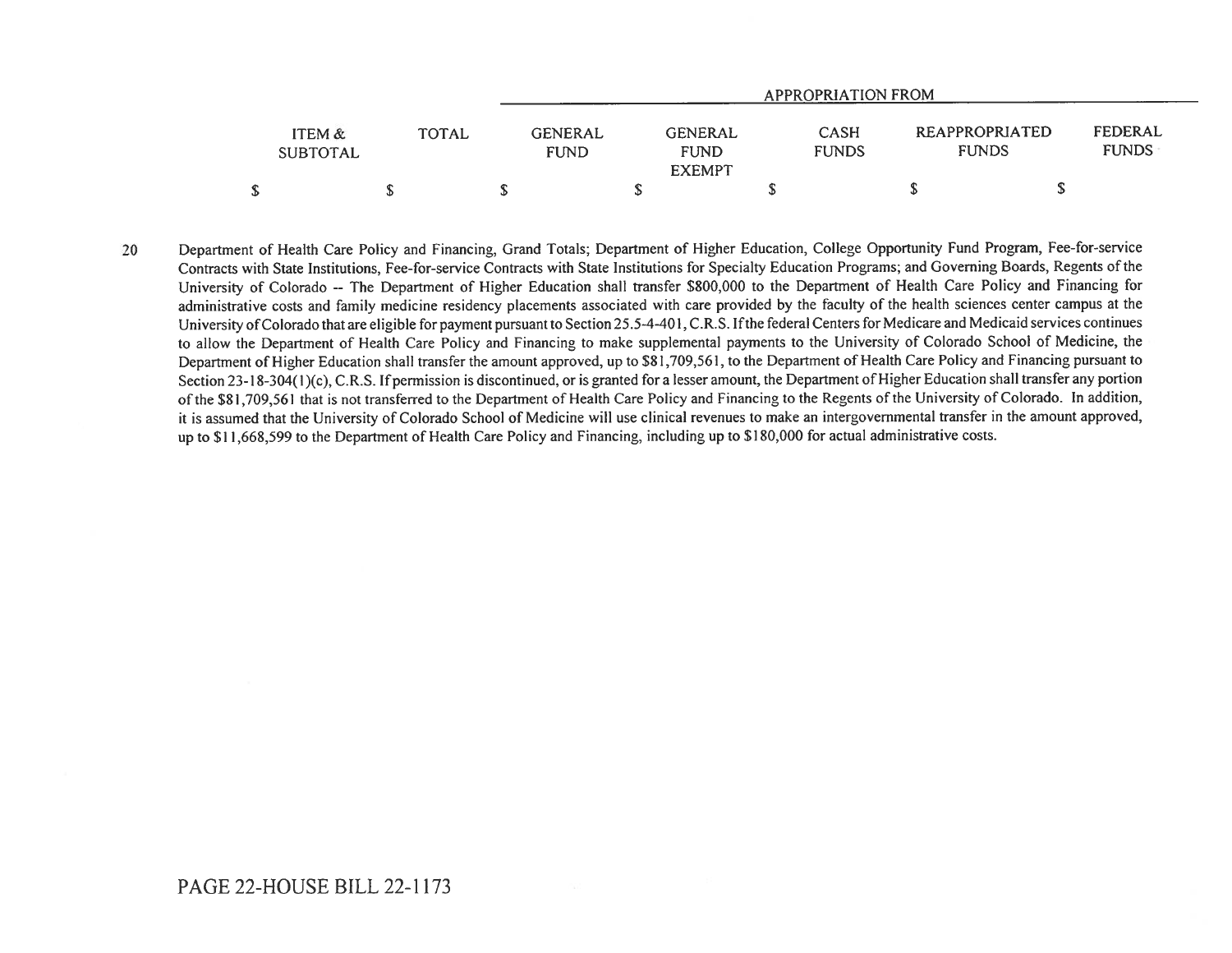| | ITEM & SUBTOTAL | TOTAL | APPROPRIATION FROM | | | | |
|---|---|---|---|---|---|---|---|
| | | | GENERAL FUND | GENERAL FUND EXEMPT | CASH FUNDS | REAPPROPRIATED FUNDS | FEDERAL FUNDS |
| | $ | $ | $ | $ | $ | $ | $ |

20 Department of Health Care Policy and Financing, Grand Totals; Department of Higher Education, College Opportunity Fund Program, Fee-for-service Contracts with State Institutions, Fee-for-service Contracts with State Institutions for Specialty Education Programs; and Governing Boards, Regents of the University of Colorado -- The Department of Higher Education shall transfer $800,000 to the Department of Health Care Policy and Financing for administrative costs and family medicine residency placements associated with care provided by the faculty of the health sciences center campus at the University of Colorado that are eligible for payment pursuant to Section 25.5-4-401, C.R.S. If the federal Centers for Medicare and Medicaid services continues to allow the Department of Health Care Policy and Financing to make supplemental payments to the University of Colorado School of Medicine, the Department of Higher Education shall transfer the amount approved, up to $81,709,561, to the Department of Health Care Policy and Financing pursuant to Section 23-18-304(1)(c), C.R.S. If permission is discontinued, or is granted for a lesser amount, the Department of Higher Education shall transfer any portion of the $81,709,561 that is not transferred to the Department of Health Care Policy and Financing to the Regents of the University of Colorado. In addition, it is assumed that the University of Colorado School of Medicine will use clinical revenues to make an intergovernmental transfer in the amount approved, up to $11,668,599 to the Department of Health Care Policy and Financing, including up to $180,000 for actual administrative costs.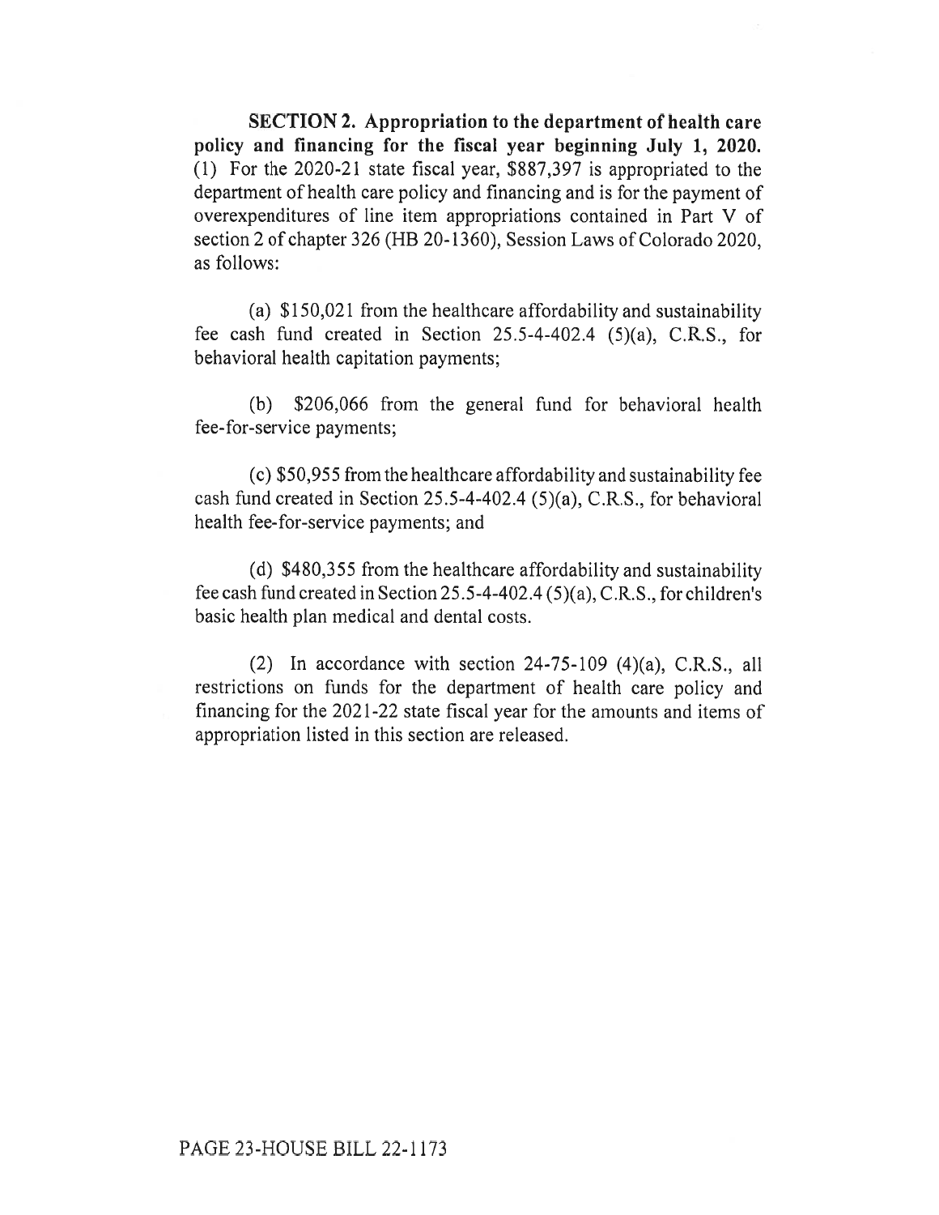**SECTION 2. Appropriation to the department of health care policy and financing for the fiscal year beginning July 1, 2020.** (1) For the 2020-21 state fiscal year, \$887,397 is appropriated to the department of health care policy and financing and is for the payment of overexpenditures of line item appropriations contained in Part V of section 2 of chapter 326 (HB 20-1360), Session Laws of Colorado 2020, as follows:

(a) \$150,021 from the healthcare affordability and sustainability fee cash fund created in Section 25.5-4-402.4 (5)(a), C.R.S., for behavioral health capitation payments;

(b) \$206,066 from the general fund for behavioral health fee-for-service payments;

(c) \$50,955 from the healthcare affordability and sustainability fee cash fund created in Section 25.5-4-402.4 (5)(a), C.R.S., for behavioral health fee-for-service payments; and

(d) \$480,355 from the healthcare affordability and sustainability fee cash fund created in Section 25.5-4-402.4 (5)(a), C.R.S., for children's basic health plan medical and dental costs.

(2) In accordance with section 24-75-109 (4)(a), C.R.S., all restrictions on funds for the department of health care policy and financing for the 2021-22 state fiscal year for the amounts and items of appropriation listed in this section are released.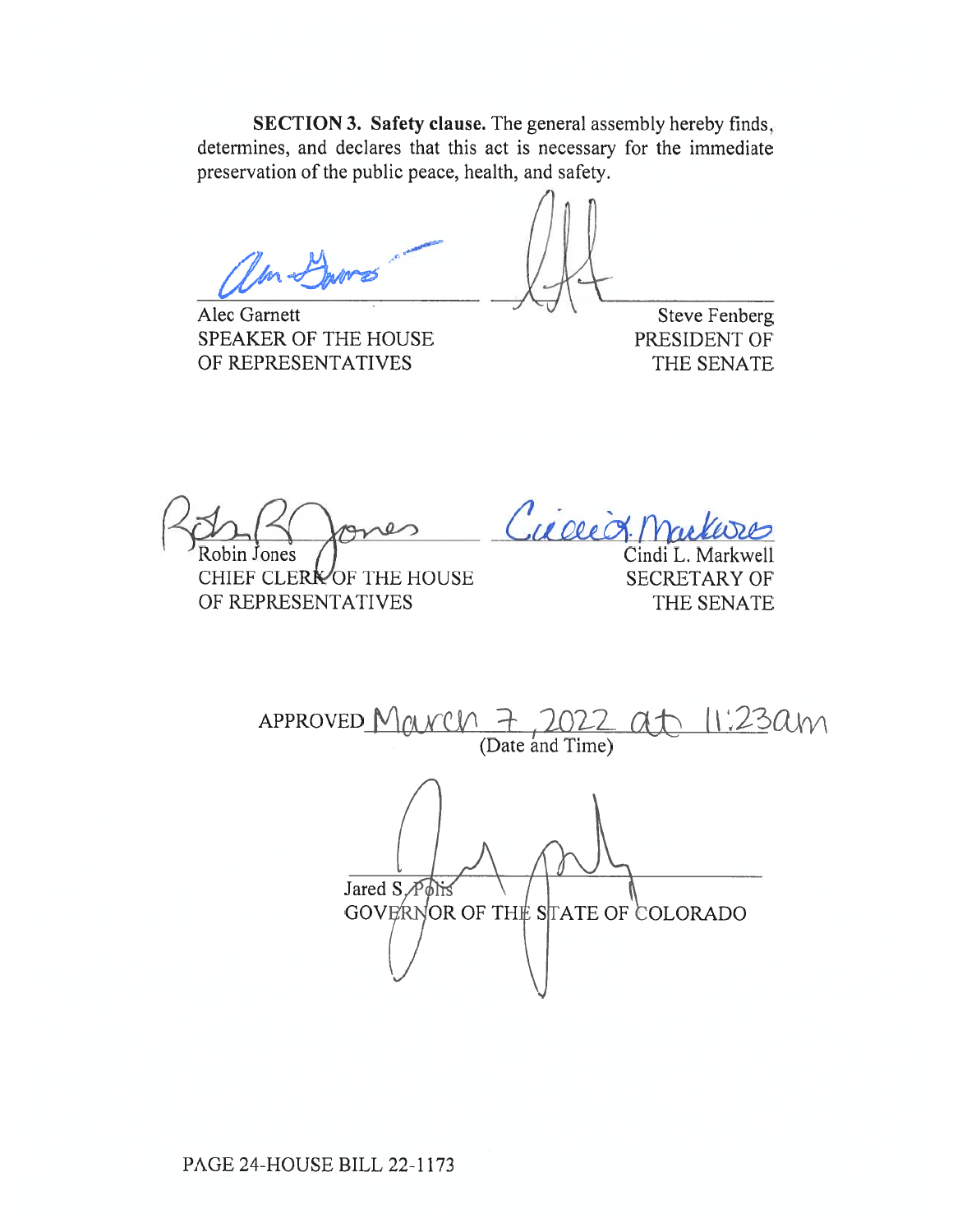**SECTION 3. Safety clause.** The general assembly hereby finds, determines, and declares that this act is necessary for the immediate preservation of the public peace, health, and safety.

Alec Garnett
SPEAKER OF THE HOUSE
OF REPRESENTATIVES

Steve Fenberg
PRESIDENT OF
THE SENATE

Robin Jones
CHIEF CLERK OF THE HOUSE
OF REPRESENTATIVES

Cindi L. Markwell
SECRETARY OF
THE SENATE

APPROVED March 7, 2022 at 11:23am
(Date and Time)

Jared S. Polis
GOVERNOR OF THE STATE OF COLORADO

PAGE 24-HOUSE BILL 22-1173